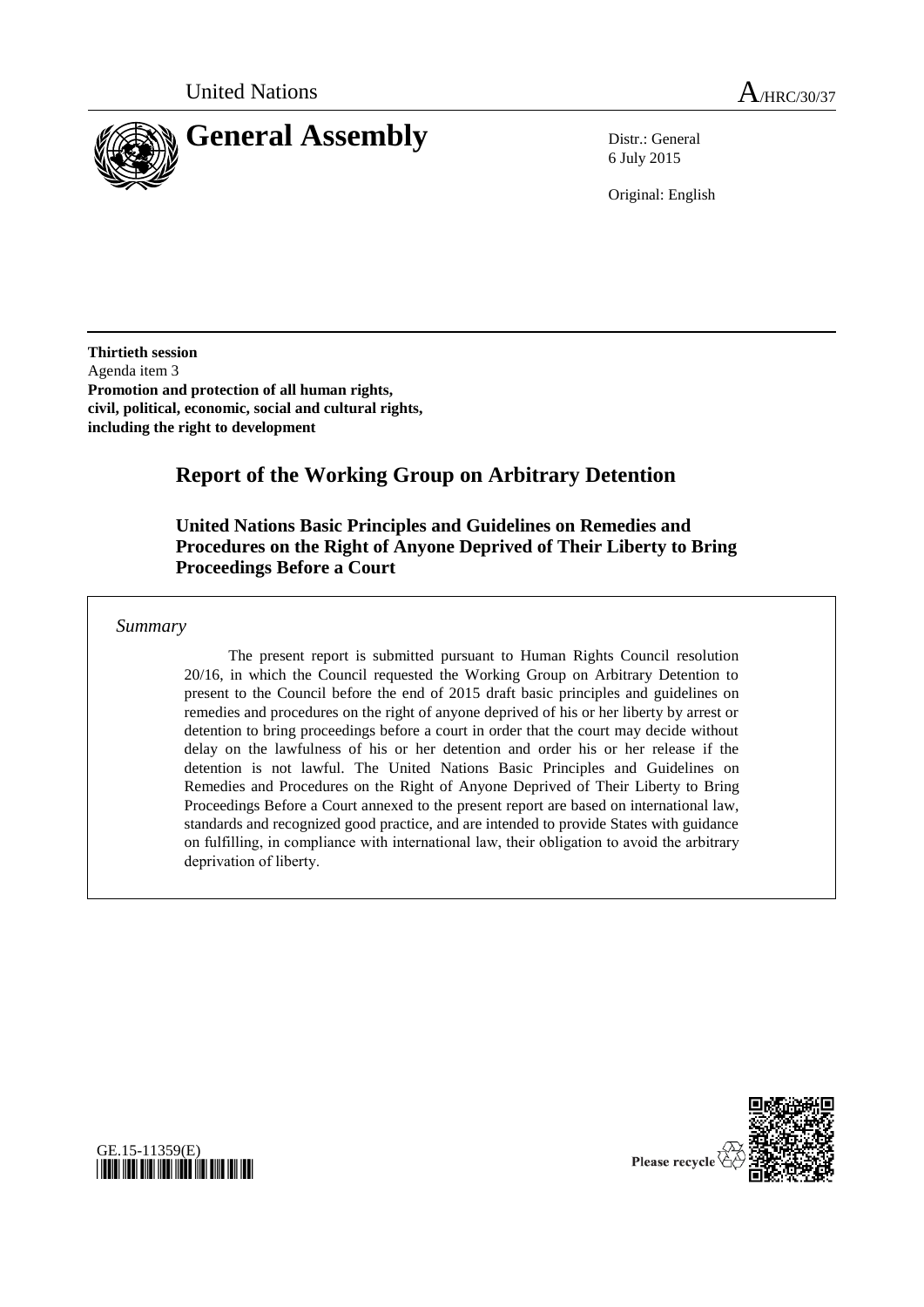United Nations A/HRC/30/37

# General Assembly

Distr.: General
6 July 2015

Original: English

**Thirtieth session**
Agenda item 3
**Promotion and protection of all human rights, civil, political, economic, social and cultural rights, including the right to development**

## Report of the Working Group on Arbitrary Detention

### United Nations Basic Principles and Guidelines on Remedies and Procedures on the Right of Anyone Deprived of Their Liberty to Bring Proceedings Before a Court

*Summary*

The present report is submitted pursuant to Human Rights Council resolution 20/16, in which the Council requested the Working Group on Arbitrary Detention to present to the Council before the end of 2015 draft basic principles and guidelines on remedies and procedures on the right of anyone deprived of his or her liberty by arrest or detention to bring proceedings before a court in order that the court may decide without delay on the lawfulness of his or her detention and order his or her release if the detention is not lawful. The United Nations Basic Principles and Guidelines on Remedies and Procedures on the Right of Anyone Deprived of Their Liberty to Bring Proceedings Before a Court annexed to the present report are based on international law, standards and recognized good practice, and are intended to provide States with guidance on fulfilling, in compliance with international law, their obligation to avoid the arbitrary deprivation of liberty.

GE.15-11359(E)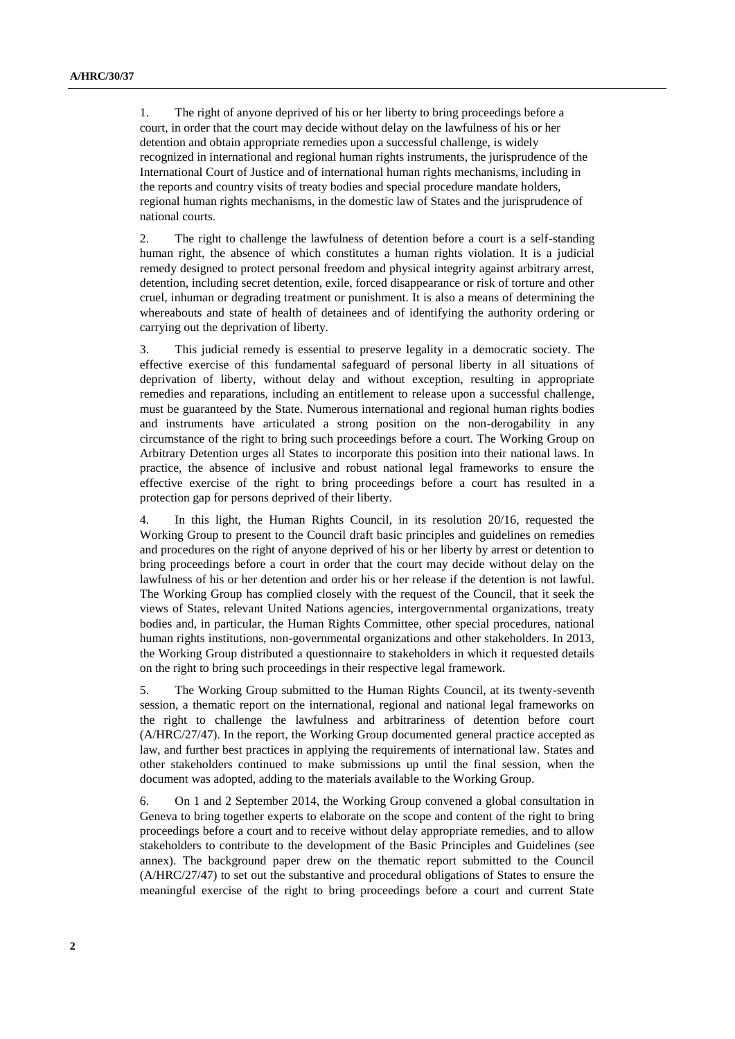1. The right of anyone deprived of his or her liberty to bring proceedings before a court, in order that the court may decide without delay on the lawfulness of his or her detention and obtain appropriate remedies upon a successful challenge, is widely recognized in international and regional human rights instruments, the jurisprudence of the International Court of Justice and of international human rights mechanisms, including in the reports and country visits of treaty bodies and special procedure mandate holders, regional human rights mechanisms, in the domestic law of States and the jurisprudence of national courts.

2. The right to challenge the lawfulness of detention before a court is a self-standing human right, the absence of which constitutes a human rights violation. It is a judicial remedy designed to protect personal freedom and physical integrity against arbitrary arrest, detention, including secret detention, exile, forced disappearance or risk of torture and other cruel, inhuman or degrading treatment or punishment. It is also a means of determining the whereabouts and state of health of detainees and of identifying the authority ordering or carrying out the deprivation of liberty.

3. This judicial remedy is essential to preserve legality in a democratic society. The effective exercise of this fundamental safeguard of personal liberty in all situations of deprivation of liberty, without delay and without exception, resulting in appropriate remedies and reparations, including an entitlement to release upon a successful challenge, must be guaranteed by the State. Numerous international and regional human rights bodies and instruments have articulated a strong position on the non-derogability in any circumstance of the right to bring such proceedings before a court. The Working Group on Arbitrary Detention urges all States to incorporate this position into their national laws. In practice, the absence of inclusive and robust national legal frameworks to ensure the effective exercise of the right to bring proceedings before a court has resulted in a protection gap for persons deprived of their liberty.

4. In this light, the Human Rights Council, in its resolution 20/16, requested the Working Group to present to the Council draft basic principles and guidelines on remedies and procedures on the right of anyone deprived of his or her liberty by arrest or detention to bring proceedings before a court in order that the court may decide without delay on the lawfulness of his or her detention and order his or her release if the detention is not lawful. The Working Group has complied closely with the request of the Council, that it seek the views of States, relevant United Nations agencies, intergovernmental organizations, treaty bodies and, in particular, the Human Rights Committee, other special procedures, national human rights institutions, non-governmental organizations and other stakeholders. In 2013, the Working Group distributed a questionnaire to stakeholders in which it requested details on the right to bring such proceedings in their respective legal framework.

5. The Working Group submitted to the Human Rights Council, at its twenty-seventh session, a thematic report on the international, regional and national legal frameworks on the right to challenge the lawfulness and arbitrariness of detention before court (A/HRC/27/47). In the report, the Working Group documented general practice accepted as law, and further best practices in applying the requirements of international law. States and other stakeholders continued to make submissions up until the final session, when the document was adopted, adding to the materials available to the Working Group.

6. On 1 and 2 September 2014, the Working Group convened a global consultation in Geneva to bring together experts to elaborate on the scope and content of the right to bring proceedings before a court and to receive without delay appropriate remedies, and to allow stakeholders to contribute to the development of the Basic Principles and Guidelines (see annex). The background paper drew on the thematic report submitted to the Council (A/HRC/27/47) to set out the substantive and procedural obligations of States to ensure the meaningful exercise of the right to bring proceedings before a court and current State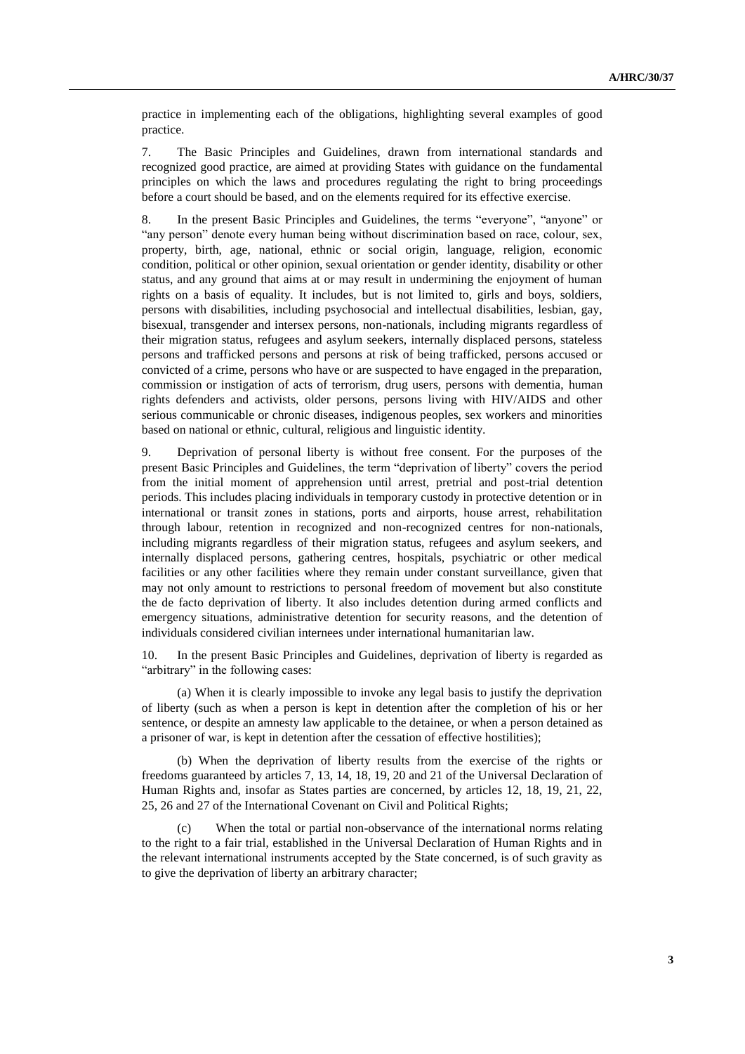practice in implementing each of the obligations, highlighting several examples of good practice.

7. The Basic Principles and Guidelines, drawn from international standards and recognized good practice, are aimed at providing States with guidance on the fundamental principles on which the laws and procedures regulating the right to bring proceedings before a court should be based, and on the elements required for its effective exercise.

8. In the present Basic Principles and Guidelines, the terms "everyone", "anyone" or "any person" denote every human being without discrimination based on race, colour, sex, property, birth, age, national, ethnic or social origin, language, religion, economic condition, political or other opinion, sexual orientation or gender identity, disability or other status, and any ground that aims at or may result in undermining the enjoyment of human rights on a basis of equality. It includes, but is not limited to, girls and boys, soldiers, persons with disabilities, including psychosocial and intellectual disabilities, lesbian, gay, bisexual, transgender and intersex persons, non-nationals, including migrants regardless of their migration status, refugees and asylum seekers, internally displaced persons, stateless persons and trafficked persons and persons at risk of being trafficked, persons accused or convicted of a crime, persons who have or are suspected to have engaged in the preparation, commission or instigation of acts of terrorism, drug users, persons with dementia, human rights defenders and activists, older persons, persons living with HIV/AIDS and other serious communicable or chronic diseases, indigenous peoples, sex workers and minorities based on national or ethnic, cultural, religious and linguistic identity.

9. Deprivation of personal liberty is without free consent. For the purposes of the present Basic Principles and Guidelines, the term "deprivation of liberty" covers the period from the initial moment of apprehension until arrest, pretrial and post-trial detention periods. This includes placing individuals in temporary custody in protective detention or in international or transit zones in stations, ports and airports, house arrest, rehabilitation through labour, retention in recognized and non-recognized centres for non-nationals, including migrants regardless of their migration status, refugees and asylum seekers, and internally displaced persons, gathering centres, hospitals, psychiatric or other medical facilities or any other facilities where they remain under constant surveillance, given that may not only amount to restrictions to personal freedom of movement but also constitute the de facto deprivation of liberty. It also includes detention during armed conflicts and emergency situations, administrative detention for security reasons, and the detention of individuals considered civilian internees under international humanitarian law.

10. In the present Basic Principles and Guidelines, deprivation of liberty is regarded as "arbitrary" in the following cases:

(a) When it is clearly impossible to invoke any legal basis to justify the deprivation of liberty (such as when a person is kept in detention after the completion of his or her sentence, or despite an amnesty law applicable to the detainee, or when a person detained as a prisoner of war, is kept in detention after the cessation of effective hostilities);

(b) When the deprivation of liberty results from the exercise of the rights or freedoms guaranteed by articles 7, 13, 14, 18, 19, 20 and 21 of the Universal Declaration of Human Rights and, insofar as States parties are concerned, by articles 12, 18, 19, 21, 22, 25, 26 and 27 of the International Covenant on Civil and Political Rights;

(c) When the total or partial non-observance of the international norms relating to the right to a fair trial, established in the Universal Declaration of Human Rights and in the relevant international instruments accepted by the State concerned, is of such gravity as to give the deprivation of liberty an arbitrary character;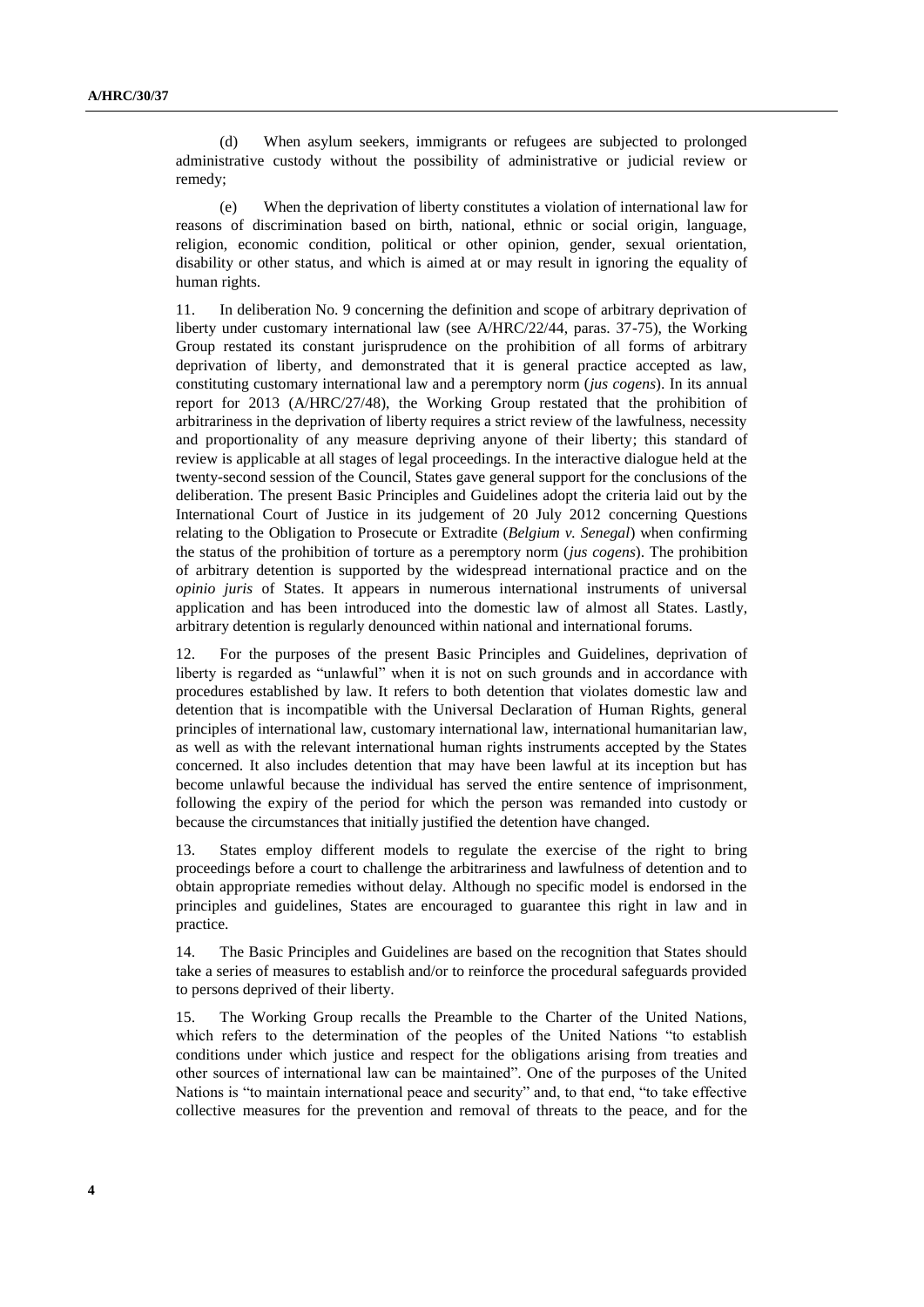(d) When asylum seekers, immigrants or refugees are subjected to prolonged administrative custody without the possibility of administrative or judicial review or remedy;

(e) When the deprivation of liberty constitutes a violation of international law for reasons of discrimination based on birth, national, ethnic or social origin, language, religion, economic condition, political or other opinion, gender, sexual orientation, disability or other status, and which is aimed at or may result in ignoring the equality of human rights.

11. In deliberation No. 9 concerning the definition and scope of arbitrary deprivation of liberty under customary international law (see A/HRC/22/44, paras. 37-75), the Working Group restated its constant jurisprudence on the prohibition of all forms of arbitrary deprivation of liberty, and demonstrated that it is general practice accepted as law, constituting customary international law and a peremptory norm (*jus cogens*). In its annual report for 2013 (A/HRC/27/48), the Working Group restated that the prohibition of arbitrariness in the deprivation of liberty requires a strict review of the lawfulness, necessity and proportionality of any measure depriving anyone of their liberty; this standard of review is applicable at all stages of legal proceedings. In the interactive dialogue held at the twenty-second session of the Council, States gave general support for the conclusions of the deliberation. The present Basic Principles and Guidelines adopt the criteria laid out by the International Court of Justice in its judgement of 20 July 2012 concerning Questions relating to the Obligation to Prosecute or Extradite (*Belgium v. Senegal*) when confirming the status of the prohibition of torture as a peremptory norm (*jus cogens*). The prohibition of arbitrary detention is supported by the widespread international practice and on the *opinio juris* of States. It appears in numerous international instruments of universal application and has been introduced into the domestic law of almost all States. Lastly, arbitrary detention is regularly denounced within national and international forums.

12. For the purposes of the present Basic Principles and Guidelines, deprivation of liberty is regarded as "unlawful" when it is not on such grounds and in accordance with procedures established by law. It refers to both detention that violates domestic law and detention that is incompatible with the Universal Declaration of Human Rights, general principles of international law, customary international law, international humanitarian law, as well as with the relevant international human rights instruments accepted by the States concerned. It also includes detention that may have been lawful at its inception but has become unlawful because the individual has served the entire sentence of imprisonment, following the expiry of the period for which the person was remanded into custody or because the circumstances that initially justified the detention have changed.

13. States employ different models to regulate the exercise of the right to bring proceedings before a court to challenge the arbitrariness and lawfulness of detention and to obtain appropriate remedies without delay. Although no specific model is endorsed in the principles and guidelines, States are encouraged to guarantee this right in law and in practice.

14. The Basic Principles and Guidelines are based on the recognition that States should take a series of measures to establish and/or to reinforce the procedural safeguards provided to persons deprived of their liberty.

15. The Working Group recalls the Preamble to the Charter of the United Nations, which refers to the determination of the peoples of the United Nations "to establish conditions under which justice and respect for the obligations arising from treaties and other sources of international law can be maintained". One of the purposes of the United Nations is "to maintain international peace and security" and, to that end, "to take effective collective measures for the prevention and removal of threats to the peace, and for the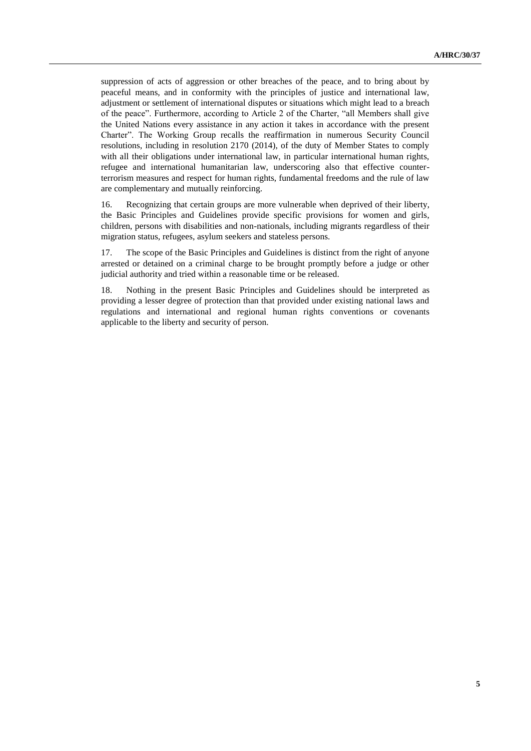suppression of acts of aggression or other breaches of the peace, and to bring about by peaceful means, and in conformity with the principles of justice and international law, adjustment or settlement of international disputes or situations which might lead to a breach of the peace". Furthermore, according to Article 2 of the Charter, "all Members shall give the United Nations every assistance in any action it takes in accordance with the present Charter". The Working Group recalls the reaffirmation in numerous Security Council resolutions, including in resolution 2170 (2014), of the duty of Member States to comply with all their obligations under international law, in particular international human rights, refugee and international humanitarian law, underscoring also that effective counter-terrorism measures and respect for human rights, fundamental freedoms and the rule of law are complementary and mutually reinforcing.

16. Recognizing that certain groups are more vulnerable when deprived of their liberty, the Basic Principles and Guidelines provide specific provisions for women and girls, children, persons with disabilities and non-nationals, including migrants regardless of their migration status, refugees, asylum seekers and stateless persons.

17. The scope of the Basic Principles and Guidelines is distinct from the right of anyone arrested or detained on a criminal charge to be brought promptly before a judge or other judicial authority and tried within a reasonable time or be released.

18. Nothing in the present Basic Principles and Guidelines should be interpreted as providing a lesser degree of protection than that provided under existing national laws and regulations and international and regional human rights conventions or covenants applicable to the liberty and security of person.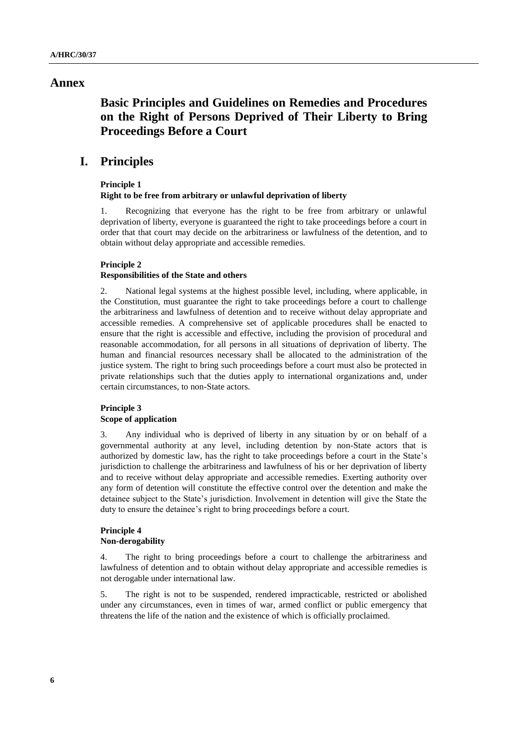# Annex

## Basic Principles and Guidelines on Remedies and Procedures on the Right of Persons Deprived of Their Liberty to Bring Proceedings Before a Court

## I. Principles

**Principle 1**
**Right to be free from arbitrary or unlawful deprivation of liberty**

1. Recognizing that everyone has the right to be free from arbitrary or unlawful deprivation of liberty, everyone is guaranteed the right to take proceedings before a court in order that that court may decide on the arbitrariness or lawfulness of the detention, and to obtain without delay appropriate and accessible remedies.

**Principle 2**
**Responsibilities of the State and others**

2. National legal systems at the highest possible level, including, where applicable, in the Constitution, must guarantee the right to take proceedings before a court to challenge the arbitrariness and lawfulness of detention and to receive without delay appropriate and accessible remedies. A comprehensive set of applicable procedures shall be enacted to ensure that the right is accessible and effective, including the provision of procedural and reasonable accommodation, for all persons in all situations of deprivation of liberty. The human and financial resources necessary shall be allocated to the administration of the justice system. The right to bring such proceedings before a court must also be protected in private relationships such that the duties apply to international organizations and, under certain circumstances, to non-State actors.

**Principle 3**
**Scope of application**

3. Any individual who is deprived of liberty in any situation by or on behalf of a governmental authority at any level, including detention by non-State actors that is authorized by domestic law, has the right to take proceedings before a court in the State's jurisdiction to challenge the arbitrariness and lawfulness of his or her deprivation of liberty and to receive without delay appropriate and accessible remedies. Exerting authority over any form of detention will constitute the effective control over the detention and make the detainee subject to the State's jurisdiction. Involvement in detention will give the State the duty to ensure the detainee's right to bring proceedings before a court.

**Principle 4**
**Non-derogability**

4. The right to bring proceedings before a court to challenge the arbitrariness and lawfulness of detention and to obtain without delay appropriate and accessible remedies is not derogable under international law.

5. The right is not to be suspended, rendered impracticable, restricted or abolished under any circumstances, even in times of war, armed conflict or public emergency that threatens the life of the nation and the existence of which is officially proclaimed.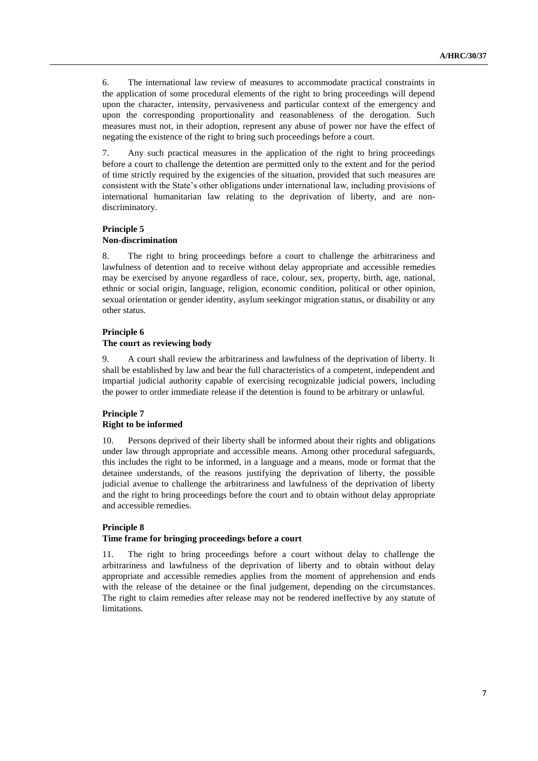6. The international law review of measures to accommodate practical constraints in the application of some procedural elements of the right to bring proceedings will depend upon the character, intensity, pervasiveness and particular context of the emergency and upon the corresponding proportionality and reasonableness of the derogation. Such measures must not, in their adoption, represent any abuse of power nor have the effect of negating the existence of the right to bring such proceedings before a court.

7. Any such practical measures in the application of the right to bring proceedings before a court to challenge the detention are permitted only to the extent and for the period of time strictly required by the exigencies of the situation, provided that such measures are consistent with the State's other obligations under international law, including provisions of international humanitarian law relating to the deprivation of liberty, and are non-discriminatory.

### Principle 5
### Non-discrimination

8. The right to bring proceedings before a court to challenge the arbitrariness and lawfulness of detention and to receive without delay appropriate and accessible remedies may be exercised by anyone regardless of race, colour, sex, property, birth, age, national, ethnic or social origin, language, religion, economic condition, political or other opinion, sexual orientation or gender identity, asylum seekingor migration status, or disability or any other status.

### Principle 6
### The court as reviewing body

9. A court shall review the arbitrariness and lawfulness of the deprivation of liberty. It shall be established by law and bear the full characteristics of a competent, independent and impartial judicial authority capable of exercising recognizable judicial powers, including the power to order immediate release if the detention is found to be arbitrary or unlawful.

### Principle 7
### Right to be informed

10. Persons deprived of their liberty shall be informed about their rights and obligations under law through appropriate and accessible means. Among other procedural safeguards, this includes the right to be informed, in a language and a means, mode or format that the detainee understands, of the reasons justifying the deprivation of liberty, the possible judicial avenue to challenge the arbitrariness and lawfulness of the deprivation of liberty and the right to bring proceedings before the court and to obtain without delay appropriate and accessible remedies.

### Principle 8
### Time frame for bringing proceedings before a court

11. The right to bring proceedings before a court without delay to challenge the arbitrariness and lawfulness of the deprivation of liberty and to obtain without delay appropriate and accessible remedies applies from the moment of apprehension and ends with the release of the detainee or the final judgement, depending on the circumstances. The right to claim remedies after release may not be rendered ineffective by any statute of limitations.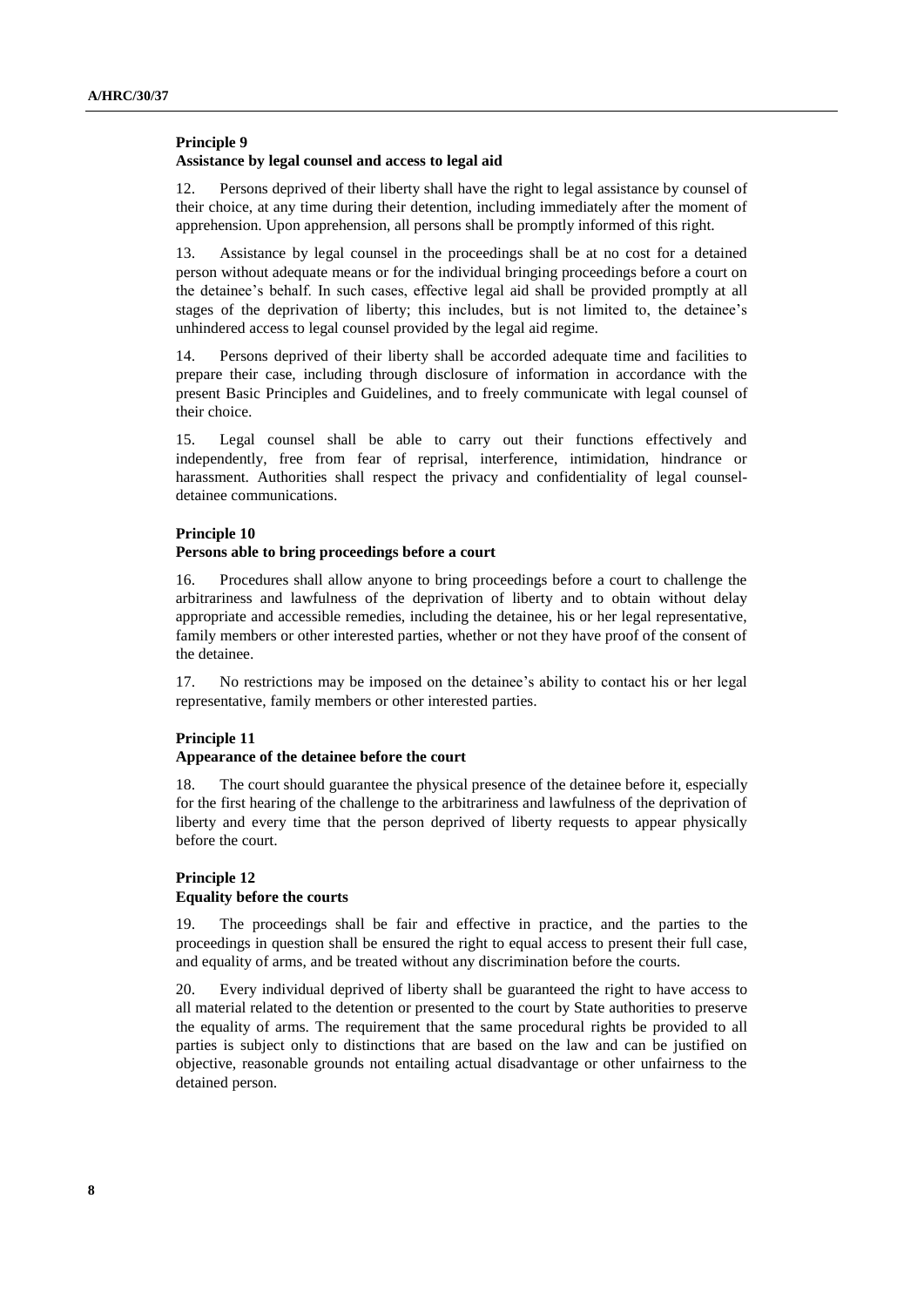### Principle 9
### Assistance by legal counsel and access to legal aid

12. Persons deprived of their liberty shall have the right to legal assistance by counsel of their choice, at any time during their detention, including immediately after the moment of apprehension. Upon apprehension, all persons shall be promptly informed of this right.

13. Assistance by legal counsel in the proceedings shall be at no cost for a detained person without adequate means or for the individual bringing proceedings before a court on the detainee's behalf. In such cases, effective legal aid shall be provided promptly at all stages of the deprivation of liberty; this includes, but is not limited to, the detainee's unhindered access to legal counsel provided by the legal aid regime.

14. Persons deprived of their liberty shall be accorded adequate time and facilities to prepare their case, including through disclosure of information in accordance with the present Basic Principles and Guidelines, and to freely communicate with legal counsel of their choice.

15. Legal counsel shall be able to carry out their functions effectively and independently, free from fear of reprisal, interference, intimidation, hindrance or harassment. Authorities shall respect the privacy and confidentiality of legal counsel-detainee communications.

### Principle 10
### Persons able to bring proceedings before a court

16. Procedures shall allow anyone to bring proceedings before a court to challenge the arbitrariness and lawfulness of the deprivation of liberty and to obtain without delay appropriate and accessible remedies, including the detainee, his or her legal representative, family members or other interested parties, whether or not they have proof of the consent of the detainee.

17. No restrictions may be imposed on the detainee's ability to contact his or her legal representative, family members or other interested parties.

### Principle 11
### Appearance of the detainee before the court

18. The court should guarantee the physical presence of the detainee before it, especially for the first hearing of the challenge to the arbitrariness and lawfulness of the deprivation of liberty and every time that the person deprived of liberty requests to appear physically before the court.

### Principle 12
### Equality before the courts

19. The proceedings shall be fair and effective in practice, and the parties to the proceedings in question shall be ensured the right to equal access to present their full case, and equality of arms, and be treated without any discrimination before the courts.

20. Every individual deprived of liberty shall be guaranteed the right to have access to all material related to the detention or presented to the court by State authorities to preserve the equality of arms. The requirement that the same procedural rights be provided to all parties is subject only to distinctions that are based on the law and can be justified on objective, reasonable grounds not entailing actual disadvantage or other unfairness to the detained person.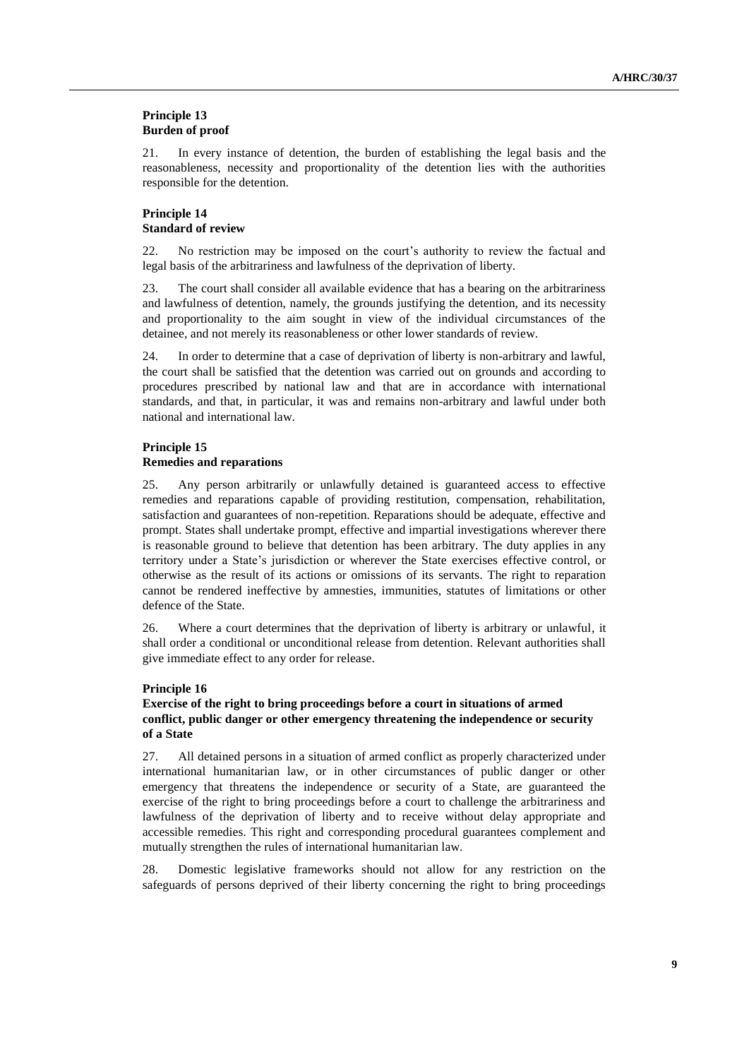**Principle 13**
**Burden of proof**

21. In every instance of detention, the burden of establishing the legal basis and the reasonableness, necessity and proportionality of the detention lies with the authorities responsible for the detention.

**Principle 14**
**Standard of review**

22. No restriction may be imposed on the court's authority to review the factual and legal basis of the arbitrariness and lawfulness of the deprivation of liberty.

23. The court shall consider all available evidence that has a bearing on the arbitrariness and lawfulness of detention, namely, the grounds justifying the detention, and its necessity and proportionality to the aim sought in view of the individual circumstances of the detainee, and not merely its reasonableness or other lower standards of review.

24. In order to determine that a case of deprivation of liberty is non-arbitrary and lawful, the court shall be satisfied that the detention was carried out on grounds and according to procedures prescribed by national law and that are in accordance with international standards, and that, in particular, it was and remains non-arbitrary and lawful under both national and international law.

**Principle 15**
**Remedies and reparations**

25. Any person arbitrarily or unlawfully detained is guaranteed access to effective remedies and reparations capable of providing restitution, compensation, rehabilitation, satisfaction and guarantees of non-repetition. Reparations should be adequate, effective and prompt. States shall undertake prompt, effective and impartial investigations wherever there is reasonable ground to believe that detention has been arbitrary. The duty applies in any territory under a State's jurisdiction or wherever the State exercises effective control, or otherwise as the result of its actions or omissions of its servants. The right to reparation cannot be rendered ineffective by amnesties, immunities, statutes of limitations or other defence of the State.

26. Where a court determines that the deprivation of liberty is arbitrary or unlawful, it shall order a conditional or unconditional release from detention. Relevant authorities shall give immediate effect to any order for release.

**Principle 16**
**Exercise of the right to bring proceedings before a court in situations of armed conflict, public danger or other emergency threatening the independence or security of a State**

27. All detained persons in a situation of armed conflict as properly characterized under international humanitarian law, or in other circumstances of public danger or other emergency that threatens the independence or security of a State, are guaranteed the exercise of the right to bring proceedings before a court to challenge the arbitrariness and lawfulness of the deprivation of liberty and to receive without delay appropriate and accessible remedies. This right and corresponding procedural guarantees complement and mutually strengthen the rules of international humanitarian law.

28. Domestic legislative frameworks should not allow for any restriction on the safeguards of persons deprived of their liberty concerning the right to bring proceedings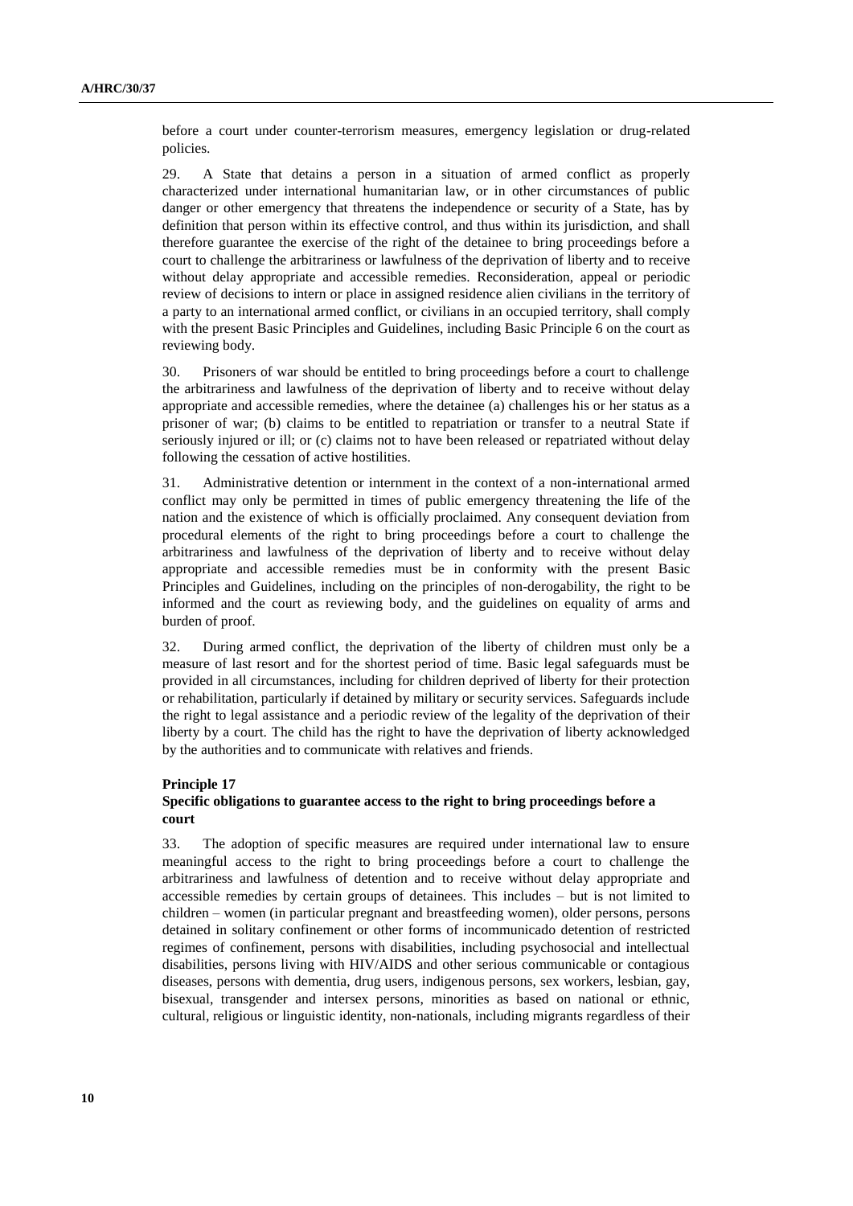before a court under counter-terrorism measures, emergency legislation or drug-related policies.

29. A State that detains a person in a situation of armed conflict as properly characterized under international humanitarian law, or in other circumstances of public danger or other emergency that threatens the independence or security of a State, has by definition that person within its effective control, and thus within its jurisdiction, and shall therefore guarantee the exercise of the right of the detainee to bring proceedings before a court to challenge the arbitrariness or lawfulness of the deprivation of liberty and to receive without delay appropriate and accessible remedies. Reconsideration, appeal or periodic review of decisions to intern or place in assigned residence alien civilians in the territory of a party to an international armed conflict, or civilians in an occupied territory, shall comply with the present Basic Principles and Guidelines, including Basic Principle 6 on the court as reviewing body.

30. Prisoners of war should be entitled to bring proceedings before a court to challenge the arbitrariness and lawfulness of the deprivation of liberty and to receive without delay appropriate and accessible remedies, where the detainee (a) challenges his or her status as a prisoner of war; (b) claims to be entitled to repatriation or transfer to a neutral State if seriously injured or ill; or (c) claims not to have been released or repatriated without delay following the cessation of active hostilities.

31. Administrative detention or internment in the context of a non-international armed conflict may only be permitted in times of public emergency threatening the life of the nation and the existence of which is officially proclaimed. Any consequent deviation from procedural elements of the right to bring proceedings before a court to challenge the arbitrariness and lawfulness of the deprivation of liberty and to receive without delay appropriate and accessible remedies must be in conformity with the present Basic Principles and Guidelines, including on the principles of non-derogability, the right to be informed and the court as reviewing body, and the guidelines on equality of arms and burden of proof.

32. During armed conflict, the deprivation of the liberty of children must only be a measure of last resort and for the shortest period of time. Basic legal safeguards must be provided in all circumstances, including for children deprived of liberty for their protection or rehabilitation, particularly if detained by military or security services. Safeguards include the right to legal assistance and a periodic review of the legality of the deprivation of their liberty by a court. The child has the right to have the deprivation of liberty acknowledged by the authorities and to communicate with relatives and friends.

### Principle 17
### Specific obligations to guarantee access to the right to bring proceedings before a court

33. The adoption of specific measures are required under international law to ensure meaningful access to the right to bring proceedings before a court to challenge the arbitrariness and lawfulness of detention and to receive without delay appropriate and accessible remedies by certain groups of detainees. This includes – but is not limited to children – women (in particular pregnant and breastfeeding women), older persons, persons detained in solitary confinement or other forms of incommunicado detention of restricted regimes of confinement, persons with disabilities, including psychosocial and intellectual disabilities, persons living with HIV/AIDS and other serious communicable or contagious diseases, persons with dementia, drug users, indigenous persons, sex workers, lesbian, gay, bisexual, transgender and intersex persons, minorities as based on national or ethnic, cultural, religious or linguistic identity, non-nationals, including migrants regardless of their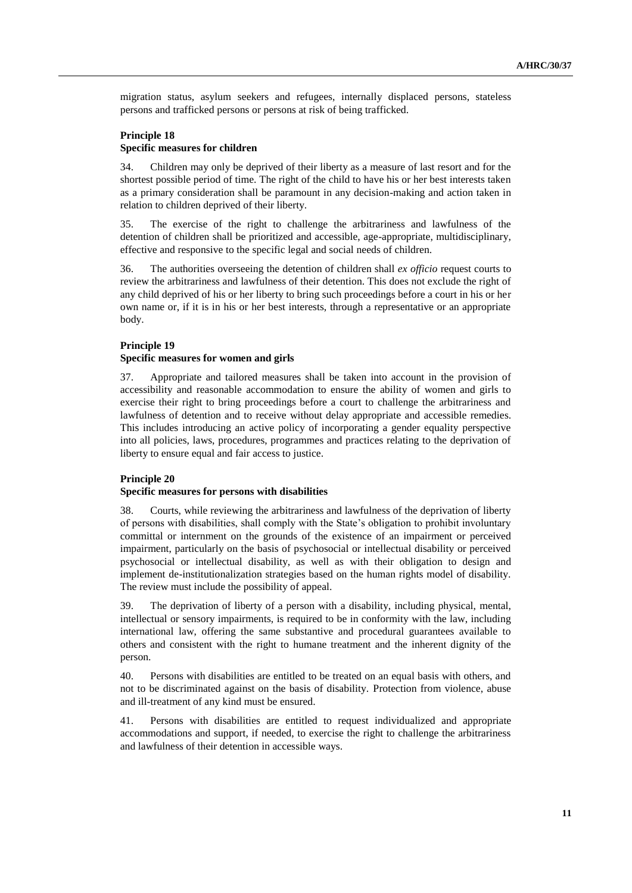migration status, asylum seekers and refugees, internally displaced persons, stateless persons and trafficked persons or persons at risk of being trafficked.

### Principle 18
### Specific measures for children

34. Children may only be deprived of their liberty as a measure of last resort and for the shortest possible period of time. The right of the child to have his or her best interests taken as a primary consideration shall be paramount in any decision-making and action taken in relation to children deprived of their liberty.

35. The exercise of the right to challenge the arbitrariness and lawfulness of the detention of children shall be prioritized and accessible, age-appropriate, multidisciplinary, effective and responsive to the specific legal and social needs of children.

36. The authorities overseeing the detention of children shall *ex officio* request courts to review the arbitrariness and lawfulness of their detention. This does not exclude the right of any child deprived of his or her liberty to bring such proceedings before a court in his or her own name or, if it is in his or her best interests, through a representative or an appropriate body.

### Principle 19
### Specific measures for women and girls

37. Appropriate and tailored measures shall be taken into account in the provision of accessibility and reasonable accommodation to ensure the ability of women and girls to exercise their right to bring proceedings before a court to challenge the arbitrariness and lawfulness of detention and to receive without delay appropriate and accessible remedies. This includes introducing an active policy of incorporating a gender equality perspective into all policies, laws, procedures, programmes and practices relating to the deprivation of liberty to ensure equal and fair access to justice.

### Principle 20
### Specific measures for persons with disabilities

38. Courts, while reviewing the arbitrariness and lawfulness of the deprivation of liberty of persons with disabilities, shall comply with the State's obligation to prohibit involuntary committal or internment on the grounds of the existence of an impairment or perceived impairment, particularly on the basis of psychosocial or intellectual disability or perceived psychosocial or intellectual disability, as well as with their obligation to design and implement de-institutionalization strategies based on the human rights model of disability. The review must include the possibility of appeal.

39. The deprivation of liberty of a person with a disability, including physical, mental, intellectual or sensory impairments, is required to be in conformity with the law, including international law, offering the same substantive and procedural guarantees available to others and consistent with the right to humane treatment and the inherent dignity of the person.

40. Persons with disabilities are entitled to be treated on an equal basis with others, and not to be discriminated against on the basis of disability. Protection from violence, abuse and ill-treatment of any kind must be ensured.

41. Persons with disabilities are entitled to request individualized and appropriate accommodations and support, if needed, to exercise the right to challenge the arbitrariness and lawfulness of their detention in accessible ways.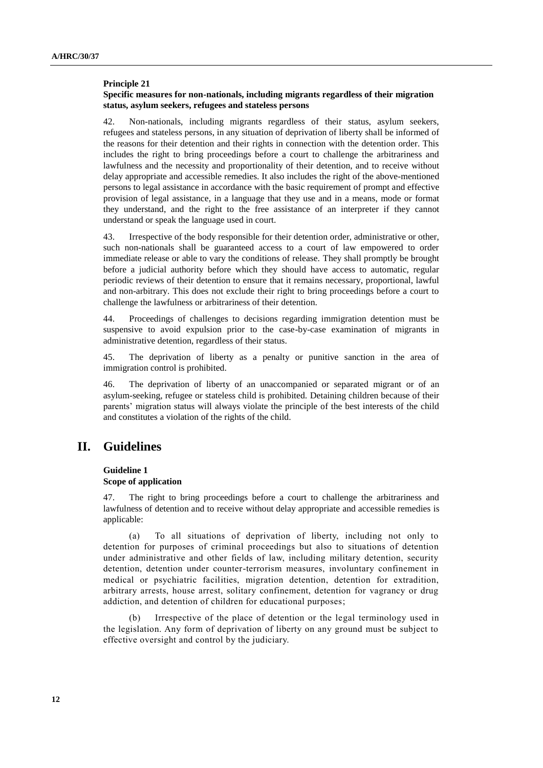**Principle 21**

**Specific measures for non-nationals, including migrants regardless of their migration status, asylum seekers, refugees and stateless persons**

42. Non-nationals, including migrants regardless of their status, asylum seekers, refugees and stateless persons, in any situation of deprivation of liberty shall be informed of the reasons for their detention and their rights in connection with the detention order. This includes the right to bring proceedings before a court to challenge the arbitrariness and lawfulness and the necessity and proportionality of their detention, and to receive without delay appropriate and accessible remedies. It also includes the right of the above-mentioned persons to legal assistance in accordance with the basic requirement of prompt and effective provision of legal assistance, in a language that they use and in a means, mode or format they understand, and the right to the free assistance of an interpreter if they cannot understand or speak the language used in court.

43. Irrespective of the body responsible for their detention order, administrative or other, such non-nationals shall be guaranteed access to a court of law empowered to order immediate release or able to vary the conditions of release. They shall promptly be brought before a judicial authority before which they should have access to automatic, regular periodic reviews of their detention to ensure that it remains necessary, proportional, lawful and non-arbitrary. This does not exclude their right to bring proceedings before a court to challenge the lawfulness or arbitrariness of their detention.

44. Proceedings of challenges to decisions regarding immigration detention must be suspensive to avoid expulsion prior to the case-by-case examination of migrants in administrative detention, regardless of their status.

45. The deprivation of liberty as a penalty or punitive sanction in the area of immigration control is prohibited.

46. The deprivation of liberty of an unaccompanied or separated migrant or of an asylum-seeking, refugee or stateless child is prohibited. Detaining children because of their parents' migration status will always violate the principle of the best interests of the child and constitutes a violation of the rights of the child.

# II. Guidelines

**Guideline 1**

**Scope of application**

47. The right to bring proceedings before a court to challenge the arbitrariness and lawfulness of detention and to receive without delay appropriate and accessible remedies is applicable:

(a) To all situations of deprivation of liberty, including not only to detention for purposes of criminal proceedings but also to situations of detention under administrative and other fields of law, including military detention, security detention, detention under counter-terrorism measures, involuntary confinement in medical or psychiatric facilities, migration detention, detention for extradition, arbitrary arrests, house arrest, solitary confinement, detention for vagrancy or drug addiction, and detention of children for educational purposes;

(b) Irrespective of the place of detention or the legal terminology used in the legislation. Any form of deprivation of liberty on any ground must be subject to effective oversight and control by the judiciary.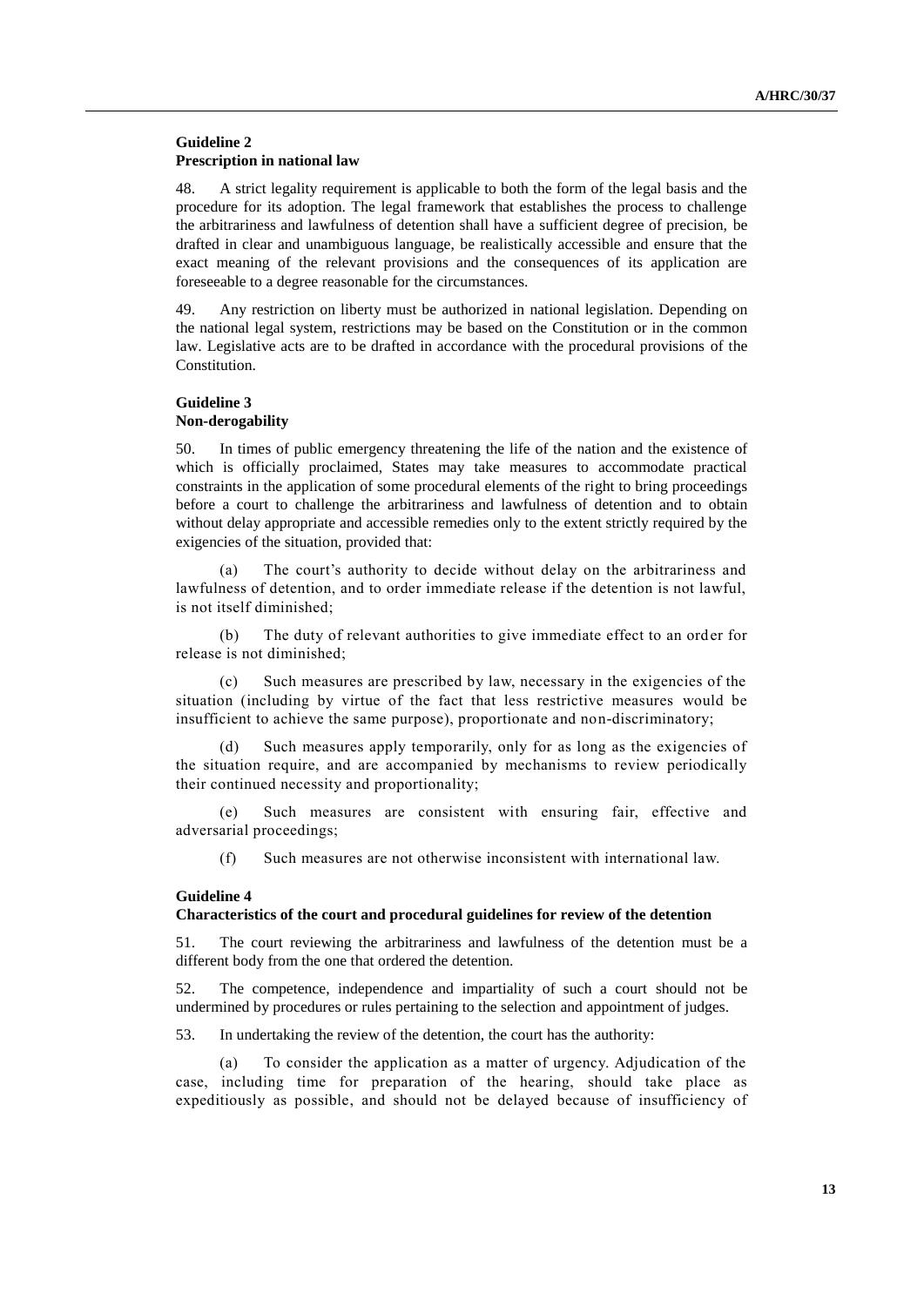### Guideline 2
### Prescription in national law

48. A strict legality requirement is applicable to both the form of the legal basis and the procedure for its adoption. The legal framework that establishes the process to challenge the arbitrariness and lawfulness of detention shall have a sufficient degree of precision, be drafted in clear and unambiguous language, be realistically accessible and ensure that the exact meaning of the relevant provisions and the consequences of its application are foreseeable to a degree reasonable for the circumstances.

49. Any restriction on liberty must be authorized in national legislation. Depending on the national legal system, restrictions may be based on the Constitution or in the common law. Legislative acts are to be drafted in accordance with the procedural provisions of the Constitution.

### Guideline 3
### Non-derogability

50. In times of public emergency threatening the life of the nation and the existence of which is officially proclaimed, States may take measures to accommodate practical constraints in the application of some procedural elements of the right to bring proceedings before a court to challenge the arbitrariness and lawfulness of detention and to obtain without delay appropriate and accessible remedies only to the extent strictly required by the exigencies of the situation, provided that:

(a) The court's authority to decide without delay on the arbitrariness and lawfulness of detention, and to order immediate release if the detention is not lawful, is not itself diminished;

(b) The duty of relevant authorities to give immediate effect to an order for release is not diminished;

(c) Such measures are prescribed by law, necessary in the exigencies of the situation (including by virtue of the fact that less restrictive measures would be insufficient to achieve the same purpose), proportionate and non-discriminatory;

(d) Such measures apply temporarily, only for as long as the exigencies of the situation require, and are accompanied by mechanisms to review periodically their continued necessity and proportionality;

(e) Such measures are consistent with ensuring fair, effective and adversarial proceedings;

(f) Such measures are not otherwise inconsistent with international law.

### Guideline 4
### Characteristics of the court and procedural guidelines for review of the detention

51. The court reviewing the arbitrariness and lawfulness of the detention must be a different body from the one that ordered the detention.

52. The competence, independence and impartiality of such a court should not be undermined by procedures or rules pertaining to the selection and appointment of judges.

53. In undertaking the review of the detention, the court has the authority:

(a) To consider the application as a matter of urgency. Adjudication of the case, including time for preparation of the hearing, should take place as expeditiously as possible, and should not be delayed because of insufficiency of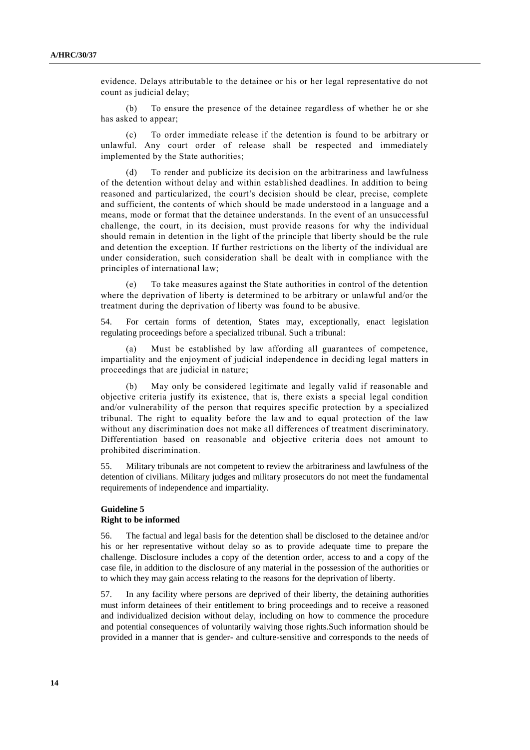evidence. Delays attributable to the detainee or his or her legal representative do not count as judicial delay;

(b) To ensure the presence of the detainee regardless of whether he or she has asked to appear;

(c) To order immediate release if the detention is found to be arbitrary or unlawful. Any court order of release shall be respected and immediately implemented by the State authorities;

(d) To render and publicize its decision on the arbitrariness and lawfulness of the detention without delay and within established deadlines. In addition to being reasoned and particularized, the court's decision should be clear, precise, complete and sufficient, the contents of which should be made understood in a language and a means, mode or format that the detainee understands. In the event of an unsuccessful challenge, the court, in its decision, must provide reasons for why the individual should remain in detention in the light of the principle that liberty should be the rule and detention the exception. If further restrictions on the liberty of the individual are under consideration, such consideration shall be dealt with in compliance with the principles of international law;

(e) To take measures against the State authorities in control of the detention where the deprivation of liberty is determined to be arbitrary or unlawful and/or the treatment during the deprivation of liberty was found to be abusive.

54. For certain forms of detention, States may, exceptionally, enact legislation regulating proceedings before a specialized tribunal. Such a tribunal:

(a) Must be established by law affording all guarantees of competence, impartiality and the enjoyment of judicial independence in deciding legal matters in proceedings that are judicial in nature;

(b) May only be considered legitimate and legally valid if reasonable and objective criteria justify its existence, that is, there exists a special legal condition and/or vulnerability of the person that requires specific protection by a specialized tribunal. The right to equality before the law and to equal protection of the law without any discrimination does not make all differences of treatment discriminatory. Differentiation based on reasonable and objective criteria does not amount to prohibited discrimination.

55. Military tribunals are not competent to review the arbitrariness and lawfulness of the detention of civilians. Military judges and military prosecutors do not meet the fundamental requirements of independence and impartiality.

### Guideline 5
### Right to be informed

56. The factual and legal basis for the detention shall be disclosed to the detainee and/or his or her representative without delay so as to provide adequate time to prepare the challenge. Disclosure includes a copy of the detention order, access to and a copy of the case file, in addition to the disclosure of any material in the possession of the authorities or to which they may gain access relating to the reasons for the deprivation of liberty.

57. In any facility where persons are deprived of their liberty, the detaining authorities must inform detainees of their entitlement to bring proceedings and to receive a reasoned and individualized decision without delay, including on how to commence the procedure and potential consequences of voluntarily waiving those rights.Such information should be provided in a manner that is gender- and culture-sensitive and corresponds to the needs of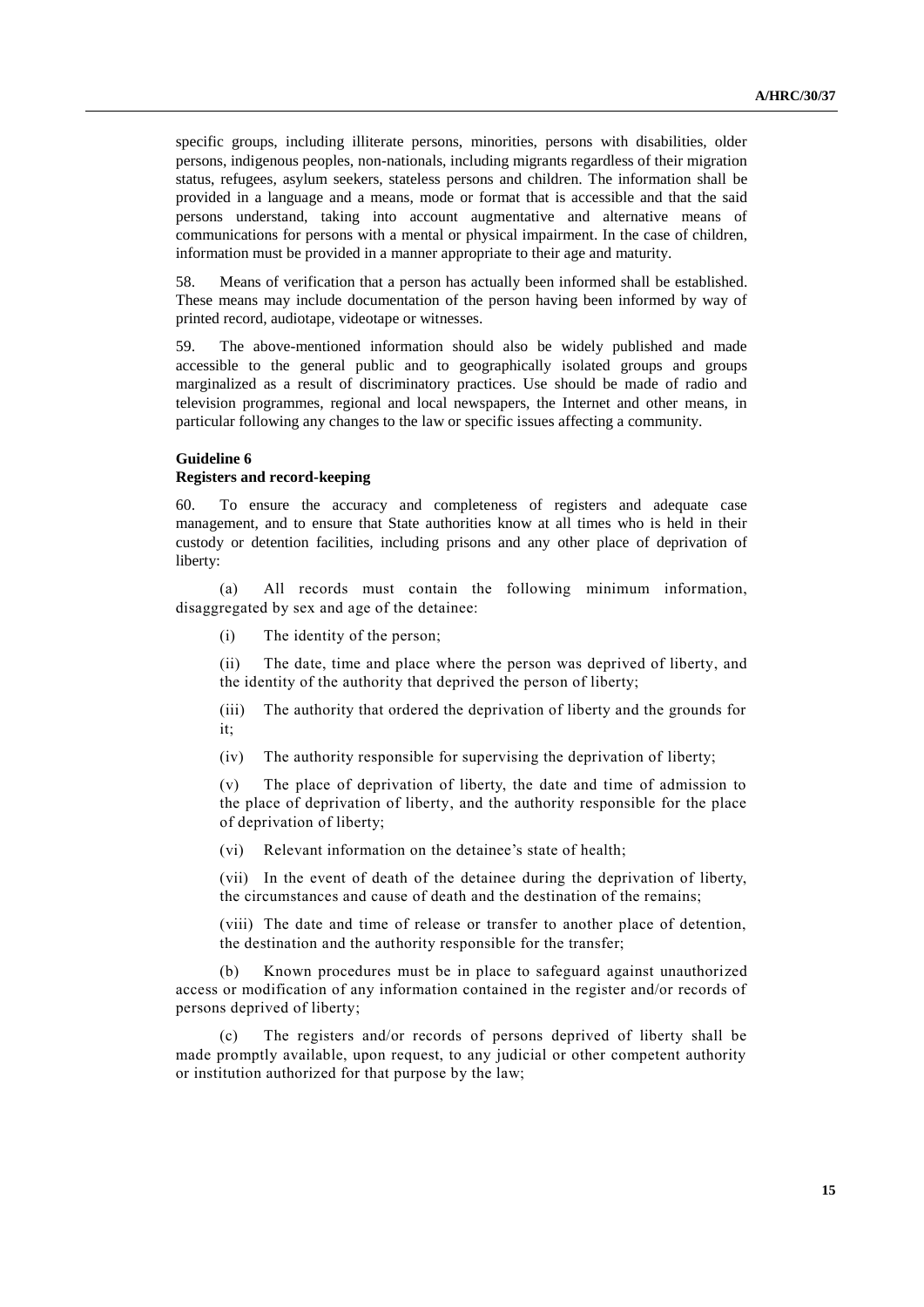specific groups, including illiterate persons, minorities, persons with disabilities, older persons, indigenous peoples, non-nationals, including migrants regardless of their migration status, refugees, asylum seekers, stateless persons and children. The information shall be provided in a language and a means, mode or format that is accessible and that the said persons understand, taking into account augmentative and alternative means of communications for persons with a mental or physical impairment. In the case of children, information must be provided in a manner appropriate to their age and maturity.

58. Means of verification that a person has actually been informed shall be established. These means may include documentation of the person having been informed by way of printed record, audiotape, videotape or witnesses.

59. The above-mentioned information should also be widely published and made accessible to the general public and to geographically isolated groups and groups marginalized as a result of discriminatory practices. Use should be made of radio and television programmes, regional and local newspapers, the Internet and other means, in particular following any changes to the law or specific issues affecting a community.

**Guideline 6**
**Registers and record-keeping**

60. To ensure the accuracy and completeness of registers and adequate case management, and to ensure that State authorities know at all times who is held in their custody or detention facilities, including prisons and any other place of deprivation of liberty:

(a) All records must contain the following minimum information, disaggregated by sex and age of the detainee:

(i) The identity of the person;

(ii) The date, time and place where the person was deprived of liberty, and the identity of the authority that deprived the person of liberty;

(iii) The authority that ordered the deprivation of liberty and the grounds for it;

(iv) The authority responsible for supervising the deprivation of liberty;

(v) The place of deprivation of liberty, the date and time of admission to the place of deprivation of liberty, and the authority responsible for the place of deprivation of liberty;

(vi) Relevant information on the detainee's state of health;

(vii) In the event of death of the detainee during the deprivation of liberty, the circumstances and cause of death and the destination of the remains;

(viii) The date and time of release or transfer to another place of detention, the destination and the authority responsible for the transfer;

(b) Known procedures must be in place to safeguard against unauthorized access or modification of any information contained in the register and/or records of persons deprived of liberty;

(c) The registers and/or records of persons deprived of liberty shall be made promptly available, upon request, to any judicial or other competent authority or institution authorized for that purpose by the law;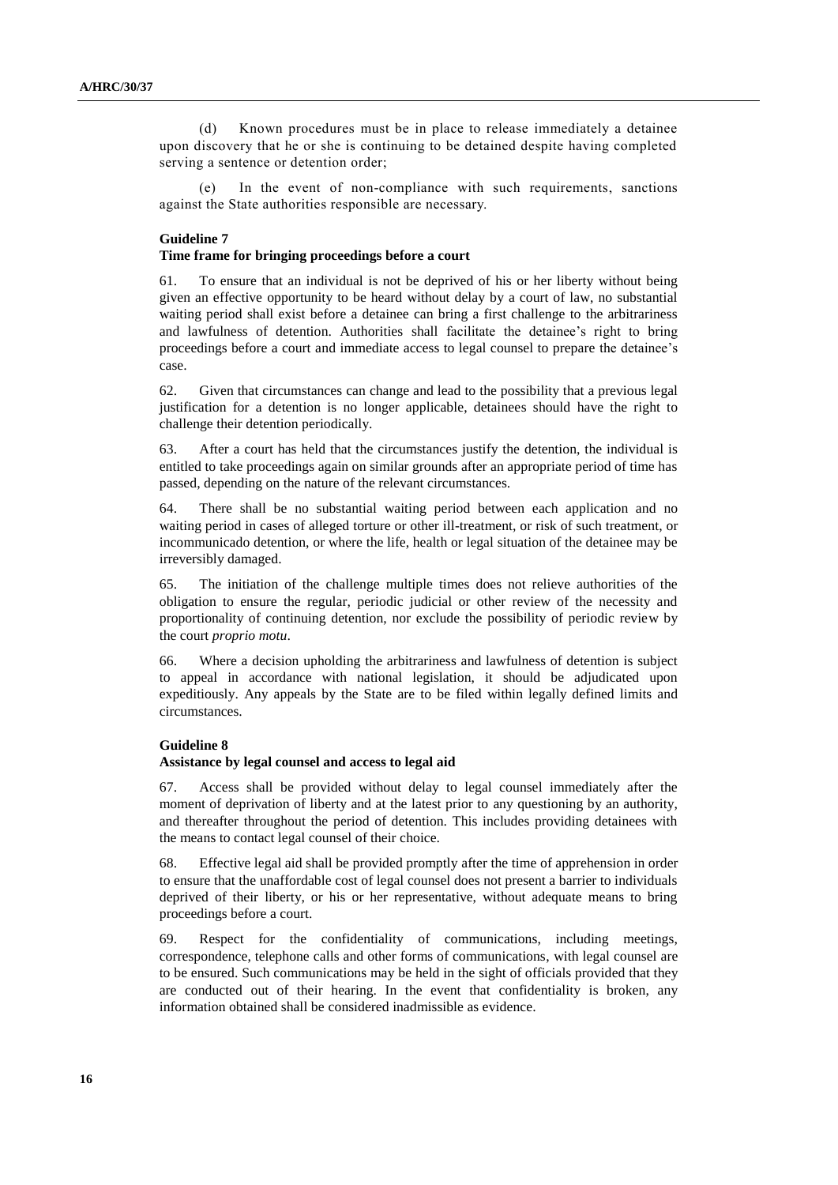(d) Known procedures must be in place to release immediately a detainee upon discovery that he or she is continuing to be detained despite having completed serving a sentence or detention order;

(e) In the event of non-compliance with such requirements, sanctions against the State authorities responsible are necessary.

### Guideline 7
### Time frame for bringing proceedings before a court

61. To ensure that an individual is not be deprived of his or her liberty without being given an effective opportunity to be heard without delay by a court of law, no substantial waiting period shall exist before a detainee can bring a first challenge to the arbitrariness and lawfulness of detention. Authorities shall facilitate the detainee's right to bring proceedings before a court and immediate access to legal counsel to prepare the detainee's case.

62. Given that circumstances can change and lead to the possibility that a previous legal justification for a detention is no longer applicable, detainees should have the right to challenge their detention periodically.

63. After a court has held that the circumstances justify the detention, the individual is entitled to take proceedings again on similar grounds after an appropriate period of time has passed, depending on the nature of the relevant circumstances.

64. There shall be no substantial waiting period between each application and no waiting period in cases of alleged torture or other ill-treatment, or risk of such treatment, or incommunicado detention, or where the life, health or legal situation of the detainee may be irreversibly damaged.

65. The initiation of the challenge multiple times does not relieve authorities of the obligation to ensure the regular, periodic judicial or other review of the necessity and proportionality of continuing detention, nor exclude the possibility of periodic review by the court *proprio motu*.

66. Where a decision upholding the arbitrariness and lawfulness of detention is subject to appeal in accordance with national legislation, it should be adjudicated upon expeditiously. Any appeals by the State are to be filed within legally defined limits and circumstances.

### Guideline 8
### Assistance by legal counsel and access to legal aid

67. Access shall be provided without delay to legal counsel immediately after the moment of deprivation of liberty and at the latest prior to any questioning by an authority, and thereafter throughout the period of detention. This includes providing detainees with the means to contact legal counsel of their choice.

68. Effective legal aid shall be provided promptly after the time of apprehension in order to ensure that the unaffordable cost of legal counsel does not present a barrier to individuals deprived of their liberty, or his or her representative, without adequate means to bring proceedings before a court.

69. Respect for the confidentiality of communications, including meetings, correspondence, telephone calls and other forms of communications, with legal counsel are to be ensured. Such communications may be held in the sight of officials provided that they are conducted out of their hearing. In the event that confidentiality is broken, any information obtained shall be considered inadmissible as evidence.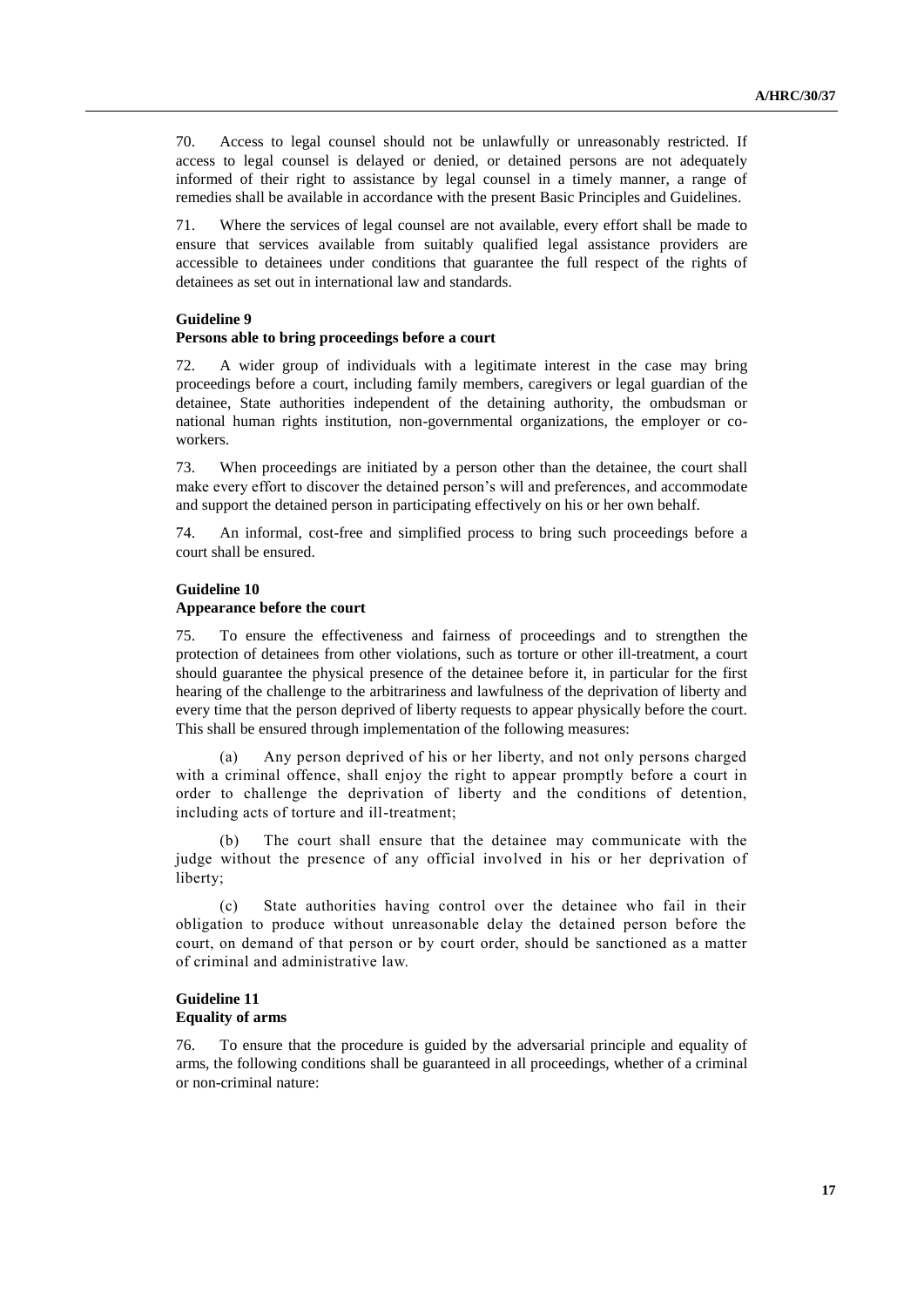70. Access to legal counsel should not be unlawfully or unreasonably restricted. If access to legal counsel is delayed or denied, or detained persons are not adequately informed of their right to assistance by legal counsel in a timely manner, a range of remedies shall be available in accordance with the present Basic Principles and Guidelines.

71. Where the services of legal counsel are not available, every effort shall be made to ensure that services available from suitably qualified legal assistance providers are accessible to detainees under conditions that guarantee the full respect of the rights of detainees as set out in international law and standards.

**Guideline 9**
**Persons able to bring proceedings before a court**

72. A wider group of individuals with a legitimate interest in the case may bring proceedings before a court, including family members, caregivers or legal guardian of the detainee, State authorities independent of the detaining authority, the ombudsman or national human rights institution, non-governmental organizations, the employer or co-workers.

73. When proceedings are initiated by a person other than the detainee, the court shall make every effort to discover the detained person's will and preferences, and accommodate and support the detained person in participating effectively on his or her own behalf.

74. An informal, cost-free and simplified process to bring such proceedings before a court shall be ensured.

**Guideline 10**
**Appearance before the court**

75. To ensure the effectiveness and fairness of proceedings and to strengthen the protection of detainees from other violations, such as torture or other ill-treatment, a court should guarantee the physical presence of the detainee before it, in particular for the first hearing of the challenge to the arbitrariness and lawfulness of the deprivation of liberty and every time that the person deprived of liberty requests to appear physically before the court. This shall be ensured through implementation of the following measures:

(a) Any person deprived of his or her liberty, and not only persons charged with a criminal offence, shall enjoy the right to appear promptly before a court in order to challenge the deprivation of liberty and the conditions of detention, including acts of torture and ill-treatment;

(b) The court shall ensure that the detainee may communicate with the judge without the presence of any official involved in his or her deprivation of liberty;

(c) State authorities having control over the detainee who fail in their obligation to produce without unreasonable delay the detained person before the court, on demand of that person or by court order, should be sanctioned as a matter of criminal and administrative law.

**Guideline 11**
**Equality of arms**

76. To ensure that the procedure is guided by the adversarial principle and equality of arms, the following conditions shall be guaranteed in all proceedings, whether of a criminal or non-criminal nature: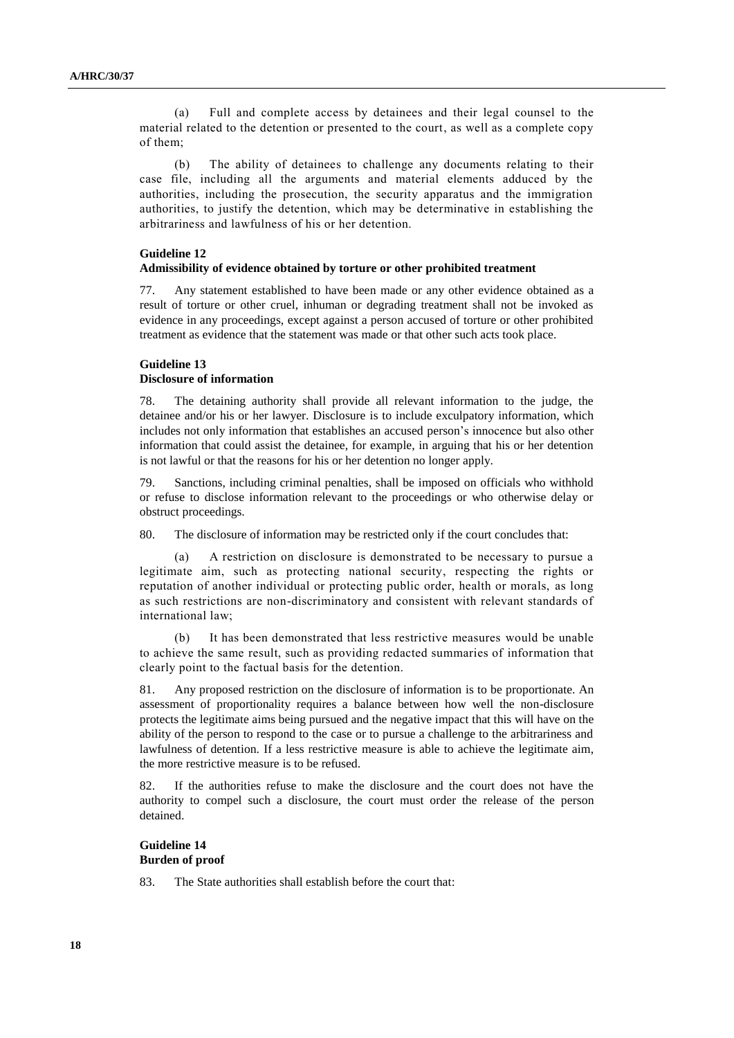(a) Full and complete access by detainees and their legal counsel to the material related to the detention or presented to the court, as well as a complete copy of them;

(b) The ability of detainees to challenge any documents relating to their case file, including all the arguments and material elements adduced by the authorities, including the prosecution, the security apparatus and the immigration authorities, to justify the detention, which may be determinative in establishing the arbitrariness and lawfulness of his or her detention.

### Guideline 12
### Admissibility of evidence obtained by torture or other prohibited treatment

77. Any statement established to have been made or any other evidence obtained as a result of torture or other cruel, inhuman or degrading treatment shall not be invoked as evidence in any proceedings, except against a person accused of torture or other prohibited treatment as evidence that the statement was made or that other such acts took place.

### Guideline 13
### Disclosure of information

78. The detaining authority shall provide all relevant information to the judge, the detainee and/or his or her lawyer. Disclosure is to include exculpatory information, which includes not only information that establishes an accused person's innocence but also other information that could assist the detainee, for example, in arguing that his or her detention is not lawful or that the reasons for his or her detention no longer apply.

79. Sanctions, including criminal penalties, shall be imposed on officials who withhold or refuse to disclose information relevant to the proceedings or who otherwise delay or obstruct proceedings.

80. The disclosure of information may be restricted only if the court concludes that:

(a) A restriction on disclosure is demonstrated to be necessary to pursue a legitimate aim, such as protecting national security, respecting the rights or reputation of another individual or protecting public order, health or morals, as long as such restrictions are non-discriminatory and consistent with relevant standards of international law;

(b) It has been demonstrated that less restrictive measures would be unable to achieve the same result, such as providing redacted summaries of information that clearly point to the factual basis for the detention.

81. Any proposed restriction on the disclosure of information is to be proportionate. An assessment of proportionality requires a balance between how well the non-disclosure protects the legitimate aims being pursued and the negative impact that this will have on the ability of the person to respond to the case or to pursue a challenge to the arbitrariness and lawfulness of detention. If a less restrictive measure is able to achieve the legitimate aim, the more restrictive measure is to be refused.

82. If the authorities refuse to make the disclosure and the court does not have the authority to compel such a disclosure, the court must order the release of the person detained.

### Guideline 14
### Burden of proof

83. The State authorities shall establish before the court that: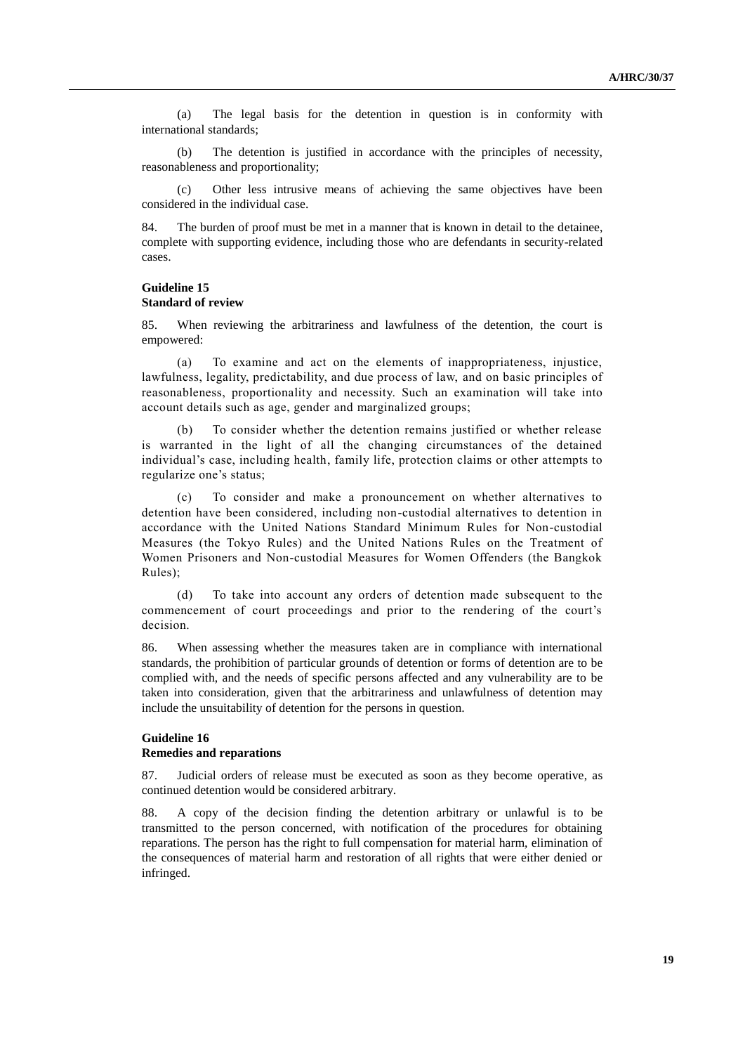(a) The legal basis for the detention in question is in conformity with international standards;

(b) The detention is justified in accordance with the principles of necessity, reasonableness and proportionality;

(c) Other less intrusive means of achieving the same objectives have been considered in the individual case.

84. The burden of proof must be met in a manner that is known in detail to the detainee, complete with supporting evidence, including those who are defendants in security-related cases.

### Guideline 15
### Standard of review

85. When reviewing the arbitrariness and lawfulness of the detention, the court is empowered:

(a) To examine and act on the elements of inappropriateness, injustice, lawfulness, legality, predictability, and due process of law, and on basic principles of reasonableness, proportionality and necessity. Such an examination will take into account details such as age, gender and marginalized groups;

(b) To consider whether the detention remains justified or whether release is warranted in the light of all the changing circumstances of the detained individual's case, including health, family life, protection claims or other attempts to regularize one's status;

(c) To consider and make a pronouncement on whether alternatives to detention have been considered, including non-custodial alternatives to detention in accordance with the United Nations Standard Minimum Rules for Non-custodial Measures (the Tokyo Rules) and the United Nations Rules on the Treatment of Women Prisoners and Non-custodial Measures for Women Offenders (the Bangkok Rules);

(d) To take into account any orders of detention made subsequent to the commencement of court proceedings and prior to the rendering of the court's decision.

86. When assessing whether the measures taken are in compliance with international standards, the prohibition of particular grounds of detention or forms of detention are to be complied with, and the needs of specific persons affected and any vulnerability are to be taken into consideration, given that the arbitrariness and unlawfulness of detention may include the unsuitability of detention for the persons in question.

### Guideline 16
### Remedies and reparations

87. Judicial orders of release must be executed as soon as they become operative, as continued detention would be considered arbitrary.

88. A copy of the decision finding the detention arbitrary or unlawful is to be transmitted to the person concerned, with notification of the procedures for obtaining reparations. The person has the right to full compensation for material harm, elimination of the consequences of material harm and restoration of all rights that were either denied or infringed.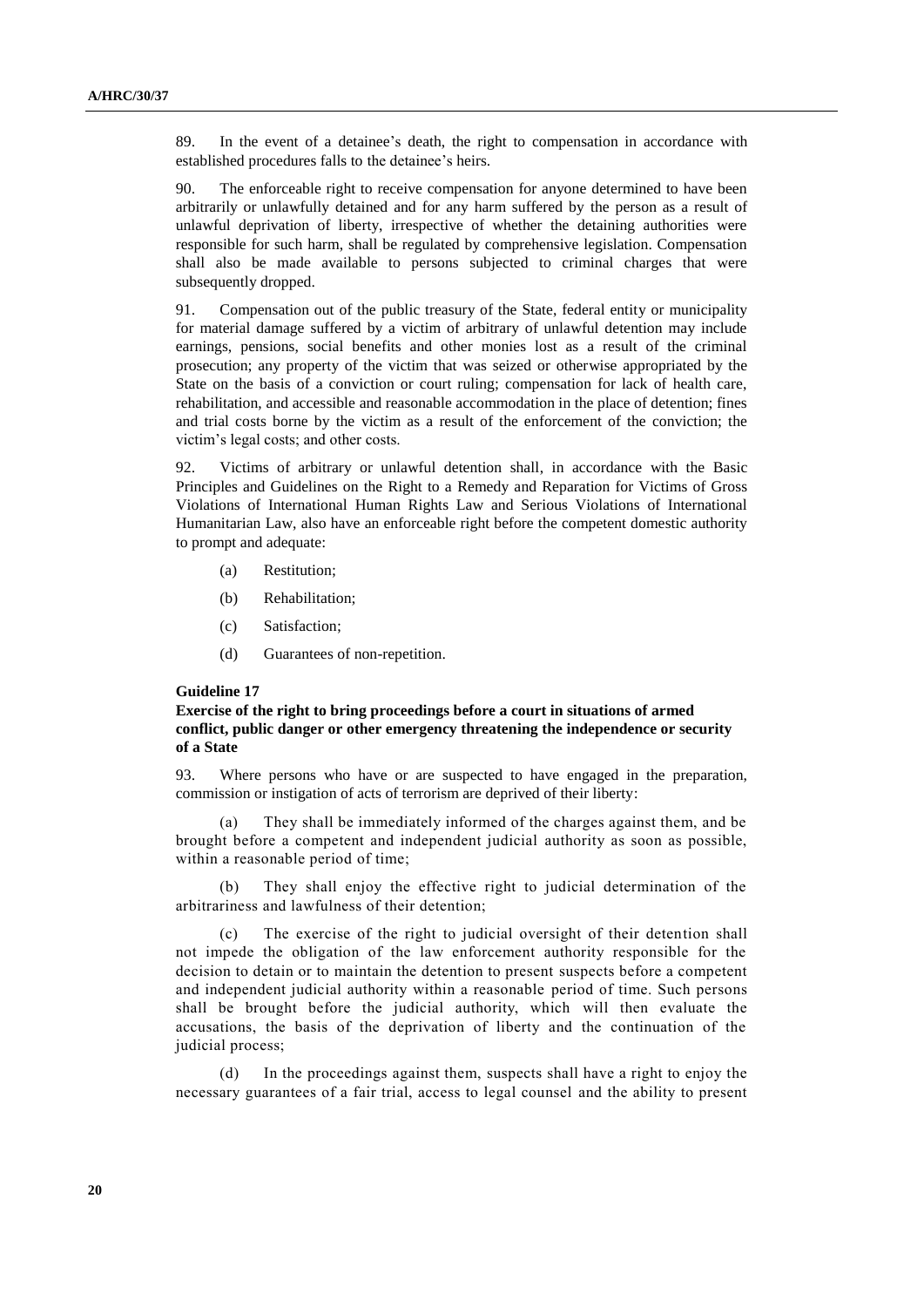89. In the event of a detainee's death, the right to compensation in accordance with established procedures falls to the detainee's heirs.

90. The enforceable right to receive compensation for anyone determined to have been arbitrarily or unlawfully detained and for any harm suffered by the person as a result of unlawful deprivation of liberty, irrespective of whether the detaining authorities were responsible for such harm, shall be regulated by comprehensive legislation. Compensation shall also be made available to persons subjected to criminal charges that were subsequently dropped.

91. Compensation out of the public treasury of the State, federal entity or municipality for material damage suffered by a victim of arbitrary of unlawful detention may include earnings, pensions, social benefits and other monies lost as a result of the criminal prosecution; any property of the victim that was seized or otherwise appropriated by the State on the basis of a conviction or court ruling; compensation for lack of health care, rehabilitation, and accessible and reasonable accommodation in the place of detention; fines and trial costs borne by the victim as a result of the enforcement of the conviction; the victim's legal costs; and other costs.

92. Victims of arbitrary or unlawful detention shall, in accordance with the Basic Principles and Guidelines on the Right to a Remedy and Reparation for Victims of Gross Violations of International Human Rights Law and Serious Violations of International Humanitarian Law, also have an enforceable right before the competent domestic authority to prompt and adequate:

(a) Restitution;

(b) Rehabilitation;

(c) Satisfaction;

(d) Guarantees of non-repetition.

**Guideline 17**

**Exercise of the right to bring proceedings before a court in situations of armed conflict, public danger or other emergency threatening the independence or security of a State**

93. Where persons who have or are suspected to have engaged in the preparation, commission or instigation of acts of terrorism are deprived of their liberty:

(a) They shall be immediately informed of the charges against them, and be brought before a competent and independent judicial authority as soon as possible, within a reasonable period of time;

(b) They shall enjoy the effective right to judicial determination of the arbitrariness and lawfulness of their detention;

(c) The exercise of the right to judicial oversight of their detention shall not impede the obligation of the law enforcement authority responsible for the decision to detain or to maintain the detention to present suspects before a competent and independent judicial authority within a reasonable period of time. Such persons shall be brought before the judicial authority, which will then evaluate the accusations, the basis of the deprivation of liberty and the continuation of the judicial process;

(d) In the proceedings against them, suspects shall have a right to enjoy the necessary guarantees of a fair trial, access to legal counsel and the ability to present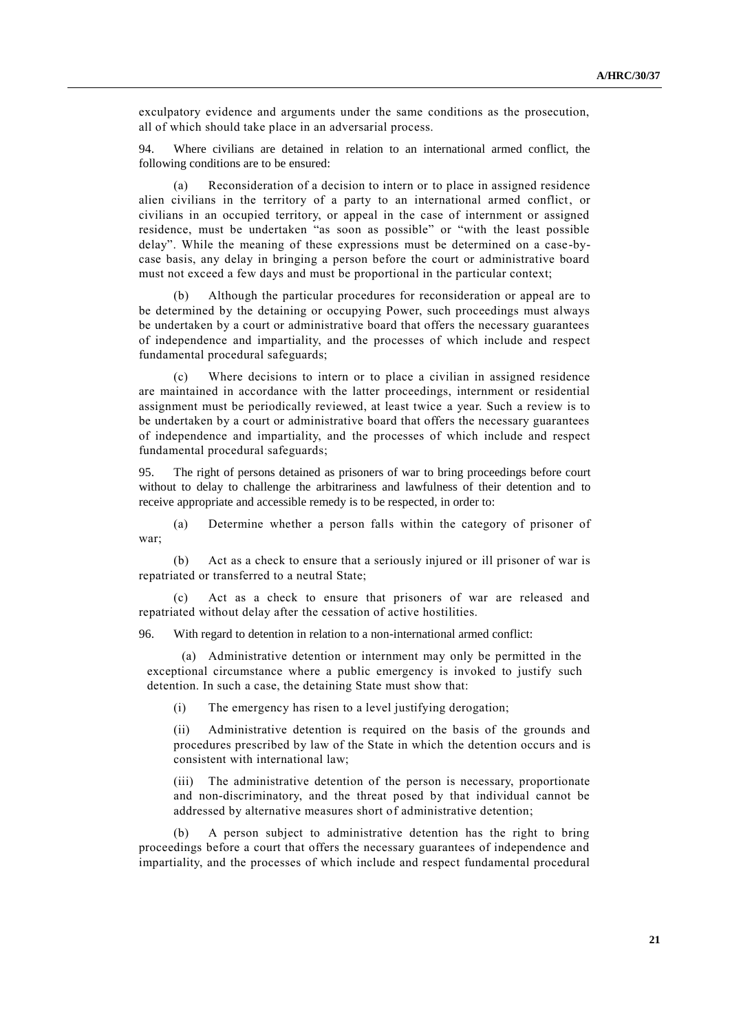exculpatory evidence and arguments under the same conditions as the prosecution, all of which should take place in an adversarial process.

94. Where civilians are detained in relation to an international armed conflict, the following conditions are to be ensured:

(a) Reconsideration of a decision to intern or to place in assigned residence alien civilians in the territory of a party to an international armed conflict, or civilians in an occupied territory, or appeal in the case of internment or assigned residence, must be undertaken "as soon as possible" or "with the least possible delay". While the meaning of these expressions must be determined on a case-by-case basis, any delay in bringing a person before the court or administrative board must not exceed a few days and must be proportional in the particular context;

(b) Although the particular procedures for reconsideration or appeal are to be determined by the detaining or occupying Power, such proceedings must always be undertaken by a court or administrative board that offers the necessary guarantees of independence and impartiality, and the processes of which include and respect fundamental procedural safeguards;

(c) Where decisions to intern or to place a civilian in assigned residence are maintained in accordance with the latter proceedings, internment or residential assignment must be periodically reviewed, at least twice a year. Such a review is to be undertaken by a court or administrative board that offers the necessary guarantees of independence and impartiality, and the processes of which include and respect fundamental procedural safeguards;

95. The right of persons detained as prisoners of war to bring proceedings before court without to delay to challenge the arbitrariness and lawfulness of their detention and to receive appropriate and accessible remedy is to be respected, in order to:

(a) Determine whether a person falls within the category of prisoner of war;

(b) Act as a check to ensure that a seriously injured or ill prisoner of war is repatriated or transferred to a neutral State;

(c) Act as a check to ensure that prisoners of war are released and repatriated without delay after the cessation of active hostilities.

96. With regard to detention in relation to a non-international armed conflict:

(a) Administrative detention or internment may only be permitted in the exceptional circumstance where a public emergency is invoked to justify such detention. In such a case, the detaining State must show that:

(i) The emergency has risen to a level justifying derogation;

(ii) Administrative detention is required on the basis of the grounds and procedures prescribed by law of the State in which the detention occurs and is consistent with international law;

(iii) The administrative detention of the person is necessary, proportionate and non-discriminatory, and the threat posed by that individual cannot be addressed by alternative measures short of administrative detention;

(b) A person subject to administrative detention has the right to bring proceedings before a court that offers the necessary guarantees of independence and impartiality, and the processes of which include and respect fundamental procedural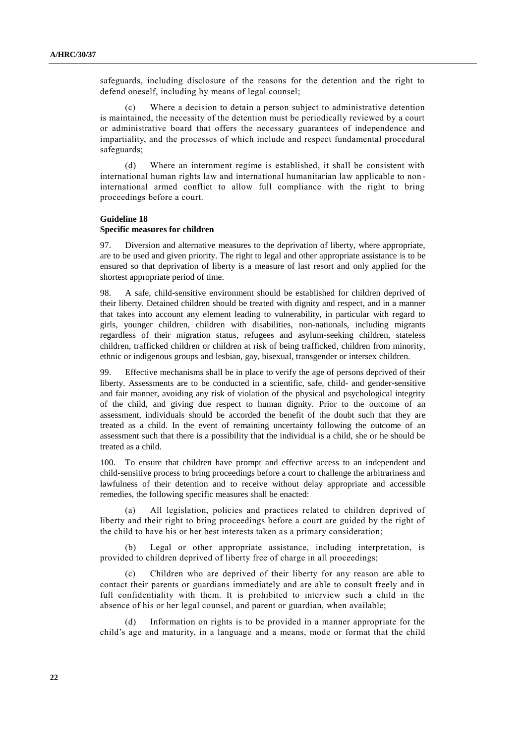safeguards, including disclosure of the reasons for the detention and the right to defend oneself, including by means of legal counsel;

(c) Where a decision to detain a person subject to administrative detention is maintained, the necessity of the detention must be periodically reviewed by a court or administrative board that offers the necessary guarantees of independence and impartiality, and the processes of which include and respect fundamental procedural safeguards;

(d) Where an internment regime is established, it shall be consistent with international human rights law and international humanitarian law applicable to non-international armed conflict to allow full compliance with the right to bring proceedings before a court.

### Guideline 18
### Specific measures for children

97. Diversion and alternative measures to the deprivation of liberty, where appropriate, are to be used and given priority. The right to legal and other appropriate assistance is to be ensured so that deprivation of liberty is a measure of last resort and only applied for the shortest appropriate period of time.

98. A safe, child-sensitive environment should be established for children deprived of their liberty. Detained children should be treated with dignity and respect, and in a manner that takes into account any element leading to vulnerability, in particular with regard to girls, younger children, children with disabilities, non-nationals, including migrants regardless of their migration status, refugees and asylum-seeking children, stateless children, trafficked children or children at risk of being trafficked, children from minority, ethnic or indigenous groups and lesbian, gay, bisexual, transgender or intersex children.

99. Effective mechanisms shall be in place to verify the age of persons deprived of their liberty. Assessments are to be conducted in a scientific, safe, child- and gender-sensitive and fair manner, avoiding any risk of violation of the physical and psychological integrity of the child, and giving due respect to human dignity. Prior to the outcome of an assessment, individuals should be accorded the benefit of the doubt such that they are treated as a child. In the event of remaining uncertainty following the outcome of an assessment such that there is a possibility that the individual is a child, she or he should be treated as a child.

100. To ensure that children have prompt and effective access to an independent and child-sensitive process to bring proceedings before a court to challenge the arbitrariness and lawfulness of their detention and to receive without delay appropriate and accessible remedies, the following specific measures shall be enacted:

(a) All legislation, policies and practices related to children deprived of liberty and their right to bring proceedings before a court are guided by the right of the child to have his or her best interests taken as a primary consideration;

(b) Legal or other appropriate assistance, including interpretation, is provided to children deprived of liberty free of charge in all proceedings;

(c) Children who are deprived of their liberty for any reason are able to contact their parents or guardians immediately and are able to consult freely and in full confidentiality with them. It is prohibited to interview such a child in the absence of his or her legal counsel, and parent or guardian, when available;

(d) Information on rights is to be provided in a manner appropriate for the child's age and maturity, in a language and a means, mode or format that the child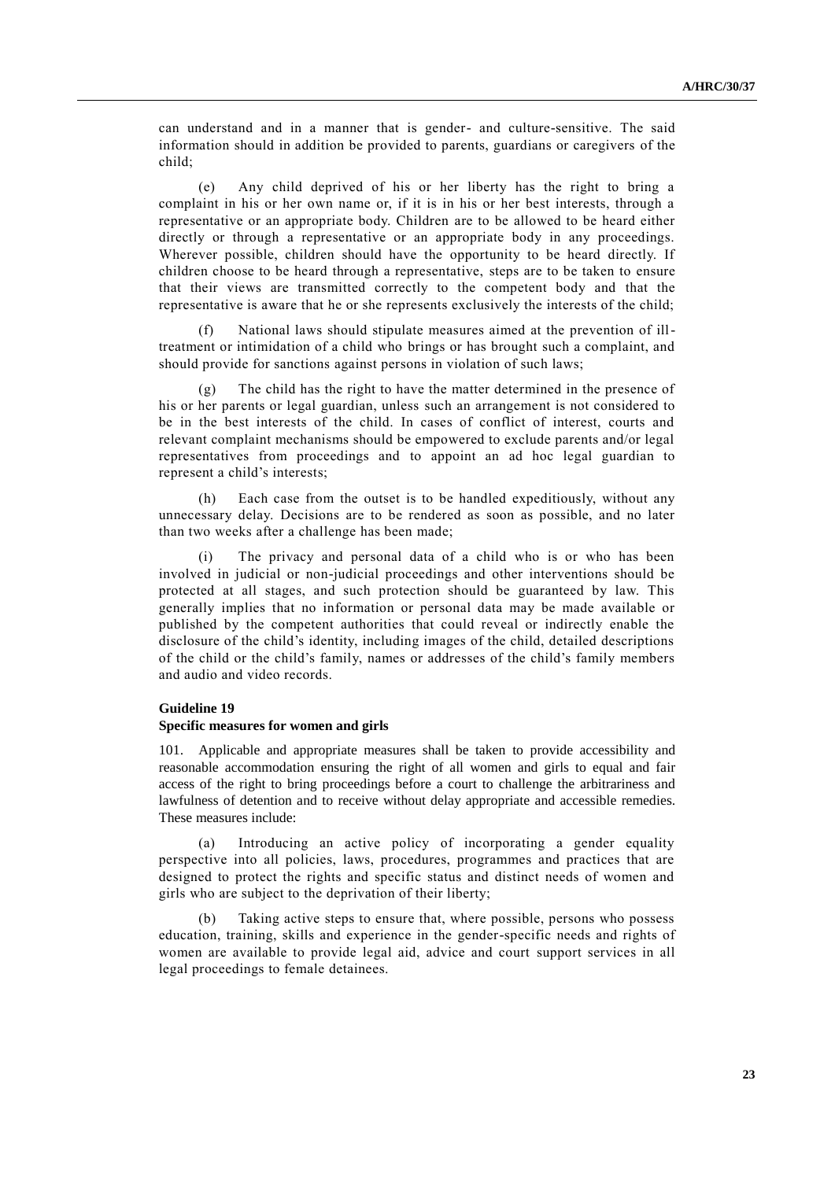can understand and in a manner that is gender- and culture-sensitive. The said information should in addition be provided to parents, guardians or caregivers of the child;

(e) Any child deprived of his or her liberty has the right to bring a complaint in his or her own name or, if it is in his or her best interests, through a representative or an appropriate body. Children are to be allowed to be heard either directly or through a representative or an appropriate body in any proceedings. Wherever possible, children should have the opportunity to be heard directly. If children choose to be heard through a representative, steps are to be taken to ensure that their views are transmitted correctly to the competent body and that the representative is aware that he or she represents exclusively the interests of the child;

(f) National laws should stipulate measures aimed at the prevention of ill-treatment or intimidation of a child who brings or has brought such a complaint, and should provide for sanctions against persons in violation of such laws;

(g) The child has the right to have the matter determined in the presence of his or her parents or legal guardian, unless such an arrangement is not considered to be in the best interests of the child. In cases of conflict of interest, courts and relevant complaint mechanisms should be empowered to exclude parents and/or legal representatives from proceedings and to appoint an ad hoc legal guardian to represent a child's interests;

(h) Each case from the outset is to be handled expeditiously, without any unnecessary delay. Decisions are to be rendered as soon as possible, and no later than two weeks after a challenge has been made;

(i) The privacy and personal data of a child who is or who has been involved in judicial or non-judicial proceedings and other interventions should be protected at all stages, and such protection should be guaranteed by law. This generally implies that no information or personal data may be made available or published by the competent authorities that could reveal or indirectly enable the disclosure of the child's identity, including images of the child, detailed descriptions of the child or the child's family, names or addresses of the child's family members and audio and video records.

**Guideline 19**
**Specific measures for women and girls**

101. Applicable and appropriate measures shall be taken to provide accessibility and reasonable accommodation ensuring the right of all women and girls to equal and fair access of the right to bring proceedings before a court to challenge the arbitrariness and lawfulness of detention and to receive without delay appropriate and accessible remedies. These measures include:

(a) Introducing an active policy of incorporating a gender equality perspective into all policies, laws, procedures, programmes and practices that are designed to protect the rights and specific status and distinct needs of women and girls who are subject to the deprivation of their liberty;

(b) Taking active steps to ensure that, where possible, persons who possess education, training, skills and experience in the gender-specific needs and rights of women are available to provide legal aid, advice and court support services in all legal proceedings to female detainees.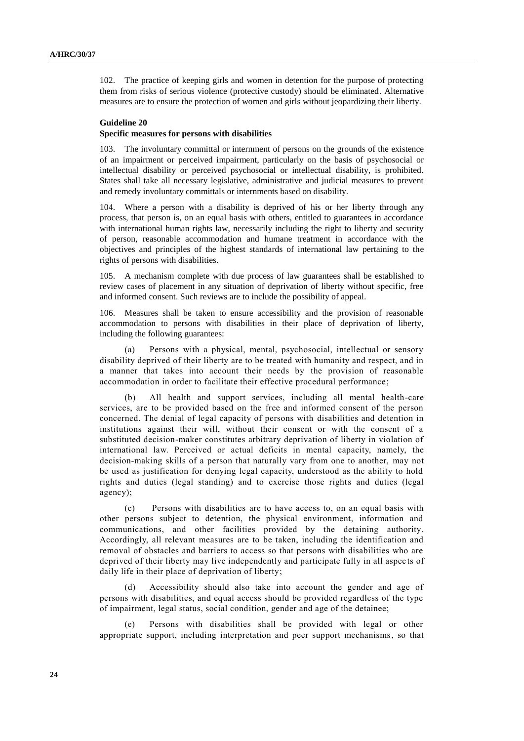102. The practice of keeping girls and women in detention for the purpose of protecting them from risks of serious violence (protective custody) should be eliminated. Alternative measures are to ensure the protection of women and girls without jeopardizing their liberty.

### Guideline 20

### Specific measures for persons with disabilities

103. The involuntary committal or internment of persons on the grounds of the existence of an impairment or perceived impairment, particularly on the basis of psychosocial or intellectual disability or perceived psychosocial or intellectual disability, is prohibited. States shall take all necessary legislative, administrative and judicial measures to prevent and remedy involuntary committals or internments based on disability.

104. Where a person with a disability is deprived of his or her liberty through any process, that person is, on an equal basis with others, entitled to guarantees in accordance with international human rights law, necessarily including the right to liberty and security of person, reasonable accommodation and humane treatment in accordance with the objectives and principles of the highest standards of international law pertaining to the rights of persons with disabilities.

105. A mechanism complete with due process of law guarantees shall be established to review cases of placement in any situation of deprivation of liberty without specific, free and informed consent. Such reviews are to include the possibility of appeal.

106. Measures shall be taken to ensure accessibility and the provision of reasonable accommodation to persons with disabilities in their place of deprivation of liberty, including the following guarantees:

(a) Persons with a physical, mental, psychosocial, intellectual or sensory disability deprived of their liberty are to be treated with humanity and respect, and in a manner that takes into account their needs by the provision of reasonable accommodation in order to facilitate their effective procedural performance;

(b) All health and support services, including all mental health-care services, are to be provided based on the free and informed consent of the person concerned. The denial of legal capacity of persons with disabilities and detention in institutions against their will, without their consent or with the consent of a substituted decision-maker constitutes arbitrary deprivation of liberty in violation of international law. Perceived or actual deficits in mental capacity, namely, the decision-making skills of a person that naturally vary from one to another, may not be used as justification for denying legal capacity, understood as the ability to hold rights and duties (legal standing) and to exercise those rights and duties (legal agency);

(c) Persons with disabilities are to have access to, on an equal basis with other persons subject to detention, the physical environment, information and communications, and other facilities provided by the detaining authority. Accordingly, all relevant measures are to be taken, including the identification and removal of obstacles and barriers to access so that persons with disabilities who are deprived of their liberty may live independently and participate fully in all aspects of daily life in their place of deprivation of liberty;

(d) Accessibility should also take into account the gender and age of persons with disabilities, and equal access should be provided regardless of the type of impairment, legal status, social condition, gender and age of the detainee;

(e) Persons with disabilities shall be provided with legal or other appropriate support, including interpretation and peer support mechanisms, so that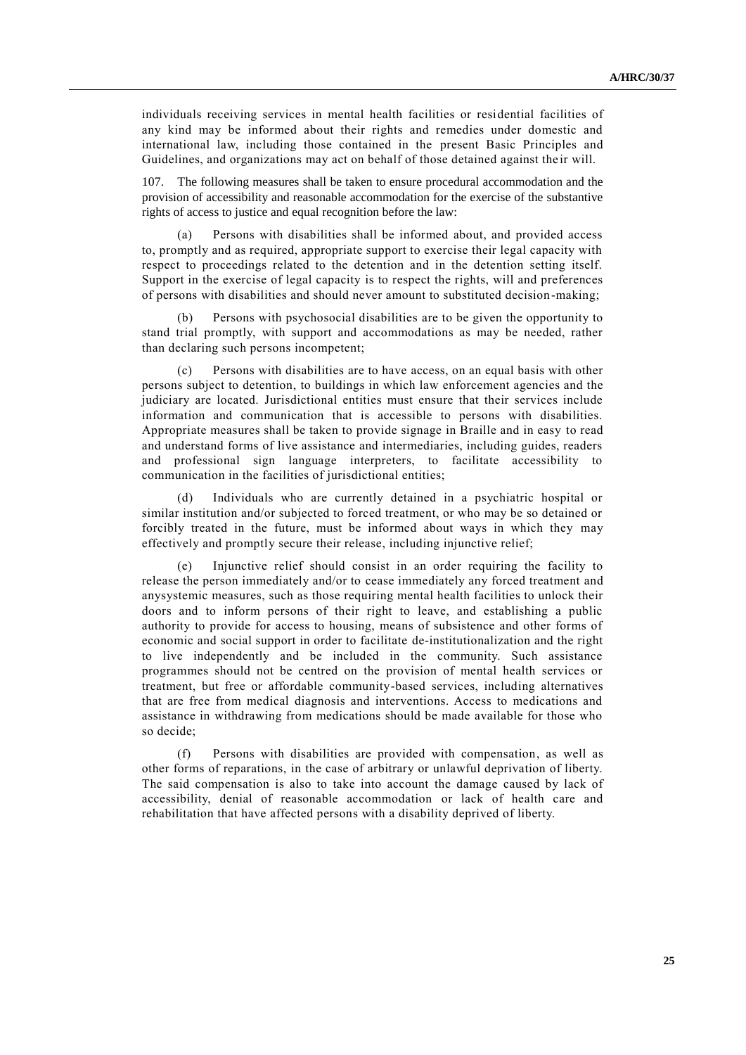individuals receiving services in mental health facilities or residential facilities of any kind may be informed about their rights and remedies under domestic and international law, including those contained in the present Basic Principles and Guidelines, and organizations may act on behalf of those detained against their will.

107. The following measures shall be taken to ensure procedural accommodation and the provision of accessibility and reasonable accommodation for the exercise of the substantive rights of access to justice and equal recognition before the law:

(a) Persons with disabilities shall be informed about, and provided access to, promptly and as required, appropriate support to exercise their legal capacity with respect to proceedings related to the detention and in the detention setting itself. Support in the exercise of legal capacity is to respect the rights, will and preferences of persons with disabilities and should never amount to substituted decision-making;

(b) Persons with psychosocial disabilities are to be given the opportunity to stand trial promptly, with support and accommodations as may be needed, rather than declaring such persons incompetent;

(c) Persons with disabilities are to have access, on an equal basis with other persons subject to detention, to buildings in which law enforcement agencies and the judiciary are located. Jurisdictional entities must ensure that their services include information and communication that is accessible to persons with disabilities. Appropriate measures shall be taken to provide signage in Braille and in easy to read and understand forms of live assistance and intermediaries, including guides, readers and professional sign language interpreters, to facilitate accessibility to communication in the facilities of jurisdictional entities;

(d) Individuals who are currently detained in a psychiatric hospital or similar institution and/or subjected to forced treatment, or who may be so detained or forcibly treated in the future, must be informed about ways in which they may effectively and promptly secure their release, including injunctive relief;

(e) Injunctive relief should consist in an order requiring the facility to release the person immediately and/or to cease immediately any forced treatment and anysystemic measures, such as those requiring mental health facilities to unlock their doors and to inform persons of their right to leave, and establishing a public authority to provide for access to housing, means of subsistence and other forms of economic and social support in order to facilitate de-institutionalization and the right to live independently and be included in the community. Such assistance programmes should not be centred on the provision of mental health services or treatment, but free or affordable community-based services, including alternatives that are free from medical diagnosis and interventions. Access to medications and assistance in withdrawing from medications should be made available for those who so decide;

(f) Persons with disabilities are provided with compensation, as well as other forms of reparations, in the case of arbitrary or unlawful deprivation of liberty. The said compensation is also to take into account the damage caused by lack of accessibility, denial of reasonable accommodation or lack of health care and rehabilitation that have affected persons with a disability deprived of liberty.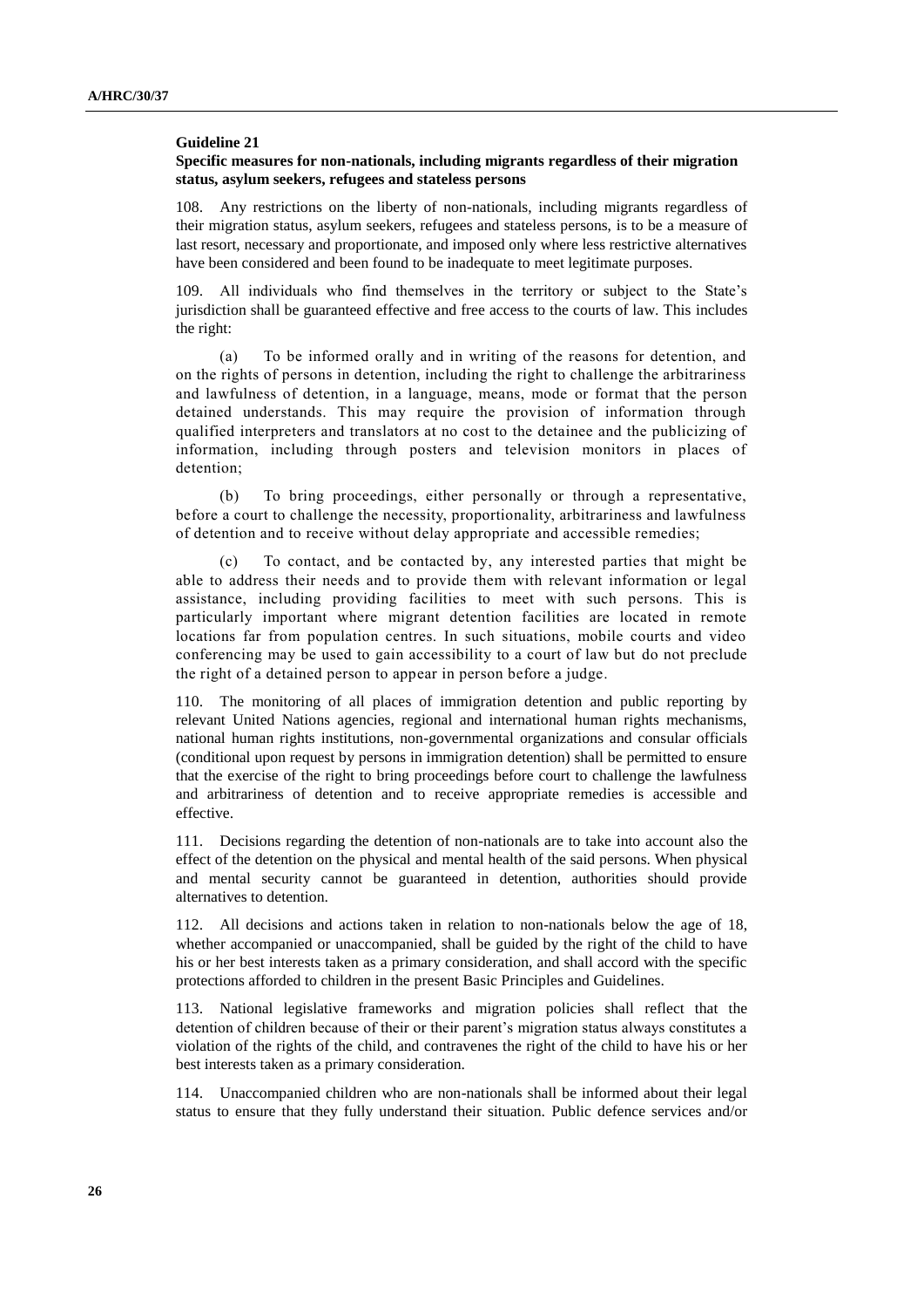**Guideline 21**

**Specific measures for non-nationals, including migrants regardless of their migration status, asylum seekers, refugees and stateless persons**

108. Any restrictions on the liberty of non-nationals, including migrants regardless of their migration status, asylum seekers, refugees and stateless persons, is to be a measure of last resort, necessary and proportionate, and imposed only where less restrictive alternatives have been considered and been found to be inadequate to meet legitimate purposes.

109. All individuals who find themselves in the territory or subject to the State's jurisdiction shall be guaranteed effective and free access to the courts of law. This includes the right:

(a) To be informed orally and in writing of the reasons for detention, and on the rights of persons in detention, including the right to challenge the arbitrariness and lawfulness of detention, in a language, means, mode or format that the person detained understands. This may require the provision of information through qualified interpreters and translators at no cost to the detainee and the publicizing of information, including through posters and television monitors in places of detention;

(b) To bring proceedings, either personally or through a representative, before a court to challenge the necessity, proportionality, arbitrariness and lawfulness of detention and to receive without delay appropriate and accessible remedies;

(c) To contact, and be contacted by, any interested parties that might be able to address their needs and to provide them with relevant information or legal assistance, including providing facilities to meet with such persons. This is particularly important where migrant detention facilities are located in remote locations far from population centres. In such situations, mobile courts and video conferencing may be used to gain accessibility to a court of law but do not preclude the right of a detained person to appear in person before a judge.

110. The monitoring of all places of immigration detention and public reporting by relevant United Nations agencies, regional and international human rights mechanisms, national human rights institutions, non-governmental organizations and consular officials (conditional upon request by persons in immigration detention) shall be permitted to ensure that the exercise of the right to bring proceedings before court to challenge the lawfulness and arbitrariness of detention and to receive appropriate remedies is accessible and effective.

111. Decisions regarding the detention of non-nationals are to take into account also the effect of the detention on the physical and mental health of the said persons. When physical and mental security cannot be guaranteed in detention, authorities should provide alternatives to detention.

112. All decisions and actions taken in relation to non-nationals below the age of 18, whether accompanied or unaccompanied, shall be guided by the right of the child to have his or her best interests taken as a primary consideration, and shall accord with the specific protections afforded to children in the present Basic Principles and Guidelines.

113. National legislative frameworks and migration policies shall reflect that the detention of children because of their or their parent's migration status always constitutes a violation of the rights of the child, and contravenes the right of the child to have his or her best interests taken as a primary consideration.

114. Unaccompanied children who are non-nationals shall be informed about their legal status to ensure that they fully understand their situation. Public defence services and/or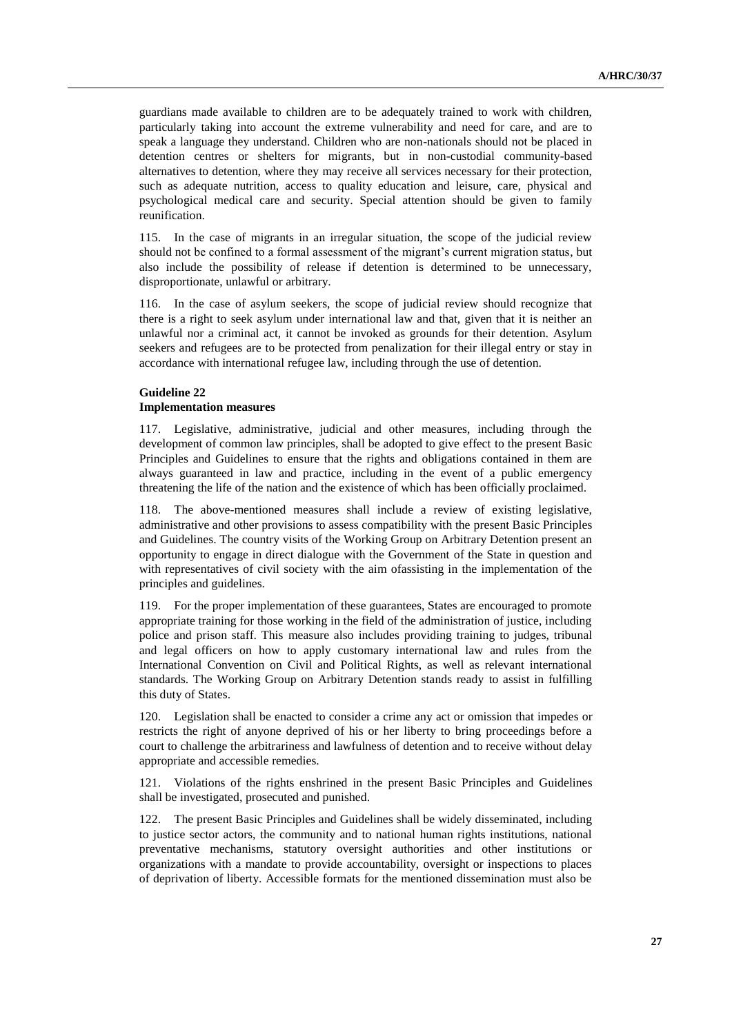guardians made available to children are to be adequately trained to work with children, particularly taking into account the extreme vulnerability and need for care, and are to speak a language they understand. Children who are non-nationals should not be placed in detention centres or shelters for migrants, but in non-custodial community-based alternatives to detention, where they may receive all services necessary for their protection, such as adequate nutrition, access to quality education and leisure, care, physical and psychological medical care and security. Special attention should be given to family reunification.

115. In the case of migrants in an irregular situation, the scope of the judicial review should not be confined to a formal assessment of the migrant's current migration status, but also include the possibility of release if detention is determined to be unnecessary, disproportionate, unlawful or arbitrary.

116. In the case of asylum seekers, the scope of judicial review should recognize that there is a right to seek asylum under international law and that, given that it is neither an unlawful nor a criminal act, it cannot be invoked as grounds for their detention. Asylum seekers and refugees are to be protected from penalization for their illegal entry or stay in accordance with international refugee law, including through the use of detention.

**Guideline 22**
**Implementation measures**

117. Legislative, administrative, judicial and other measures, including through the development of common law principles, shall be adopted to give effect to the present Basic Principles and Guidelines to ensure that the rights and obligations contained in them are always guaranteed in law and practice, including in the event of a public emergency threatening the life of the nation and the existence of which has been officially proclaimed.

118. The above-mentioned measures shall include a review of existing legislative, administrative and other provisions to assess compatibility with the present Basic Principles and Guidelines. The country visits of the Working Group on Arbitrary Detention present an opportunity to engage in direct dialogue with the Government of the State in question and with representatives of civil society with the aim ofassisting in the implementation of the principles and guidelines.

119. For the proper implementation of these guarantees, States are encouraged to promote appropriate training for those working in the field of the administration of justice, including police and prison staff. This measure also includes providing training to judges, tribunal and legal officers on how to apply customary international law and rules from the International Convention on Civil and Political Rights, as well as relevant international standards. The Working Group on Arbitrary Detention stands ready to assist in fulfilling this duty of States.

120. Legislation shall be enacted to consider a crime any act or omission that impedes or restricts the right of anyone deprived of his or her liberty to bring proceedings before a court to challenge the arbitrariness and lawfulness of detention and to receive without delay appropriate and accessible remedies.

121. Violations of the rights enshrined in the present Basic Principles and Guidelines shall be investigated, prosecuted and punished.

122. The present Basic Principles and Guidelines shall be widely disseminated, including to justice sector actors, the community and to national human rights institutions, national preventative mechanisms, statutory oversight authorities and other institutions or organizations with a mandate to provide accountability, oversight or inspections to places of deprivation of liberty. Accessible formats for the mentioned dissemination must also be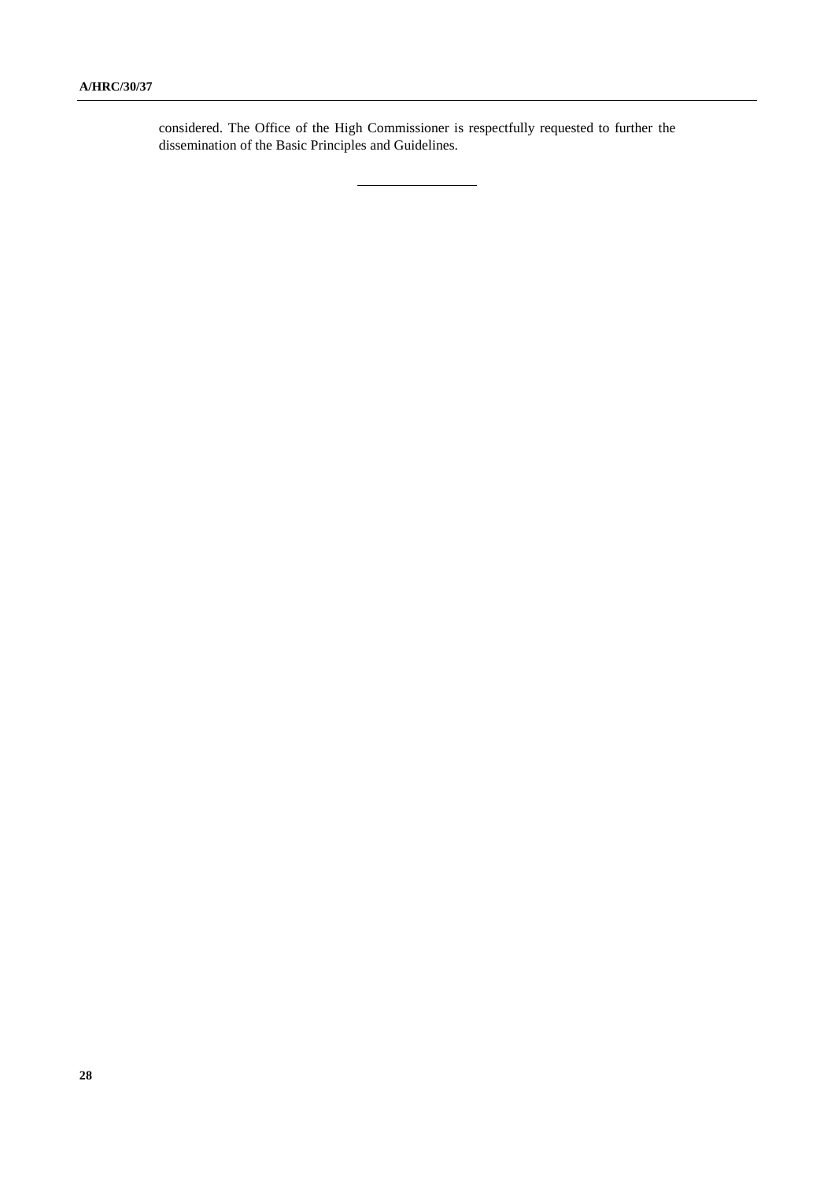considered. The Office of the High Commissioner is respectfully requested to further the dissemination of the Basic Principles and Guidelines.